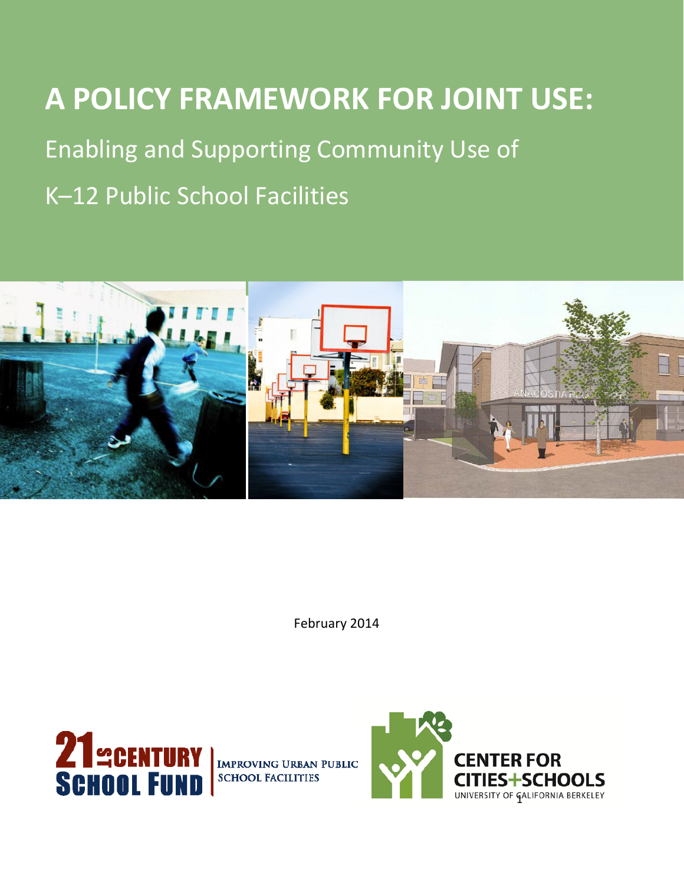# A POLICY FRAMEWORK FOR JOINT USE:

Enabling and Supporting Community Use of

K–12 Public School Facilities

February 2014

21st CENTURY SCHOOL FUND | IMPROVING URBAN PUBLIC SCHOOL FACILITIES

CENTER FOR CITIES+SCHOOLS
UNIVERSITY OF CALIFORNIA BERKELEY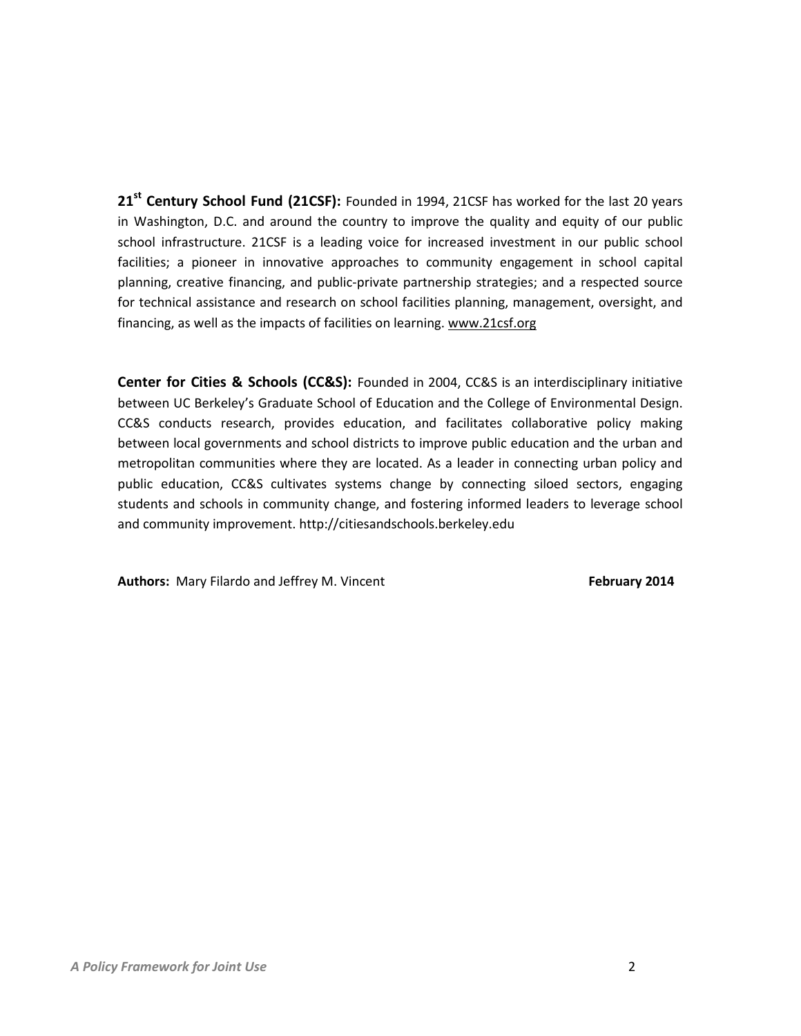**21st Century School Fund (21CSF):** Founded in 1994, 21CSF has worked for the last 20 years in Washington, D.C. and around the country to improve the quality and equity of our public school infrastructure. 21CSF is a leading voice for increased investment in our public school facilities; a pioneer in innovative approaches to community engagement in school capital planning, creative financing, and public-private partnership strategies; and a respected source for technical assistance and research on school facilities planning, management, oversight, and financing, as well as the impacts of facilities on learning. www.21csf.org

**Center for Cities & Schools (CC&S):** Founded in 2004, CC&S is an interdisciplinary initiative between UC Berkeley's Graduate School of Education and the College of Environmental Design. CC&S conducts research, provides education, and facilitates collaborative policy making between local governments and school districts to improve public education and the urban and metropolitan communities where they are located. As a leader in connecting urban policy and public education, CC&S cultivates systems change by connecting siloed sectors, engaging students and schools in community change, and fostering informed leaders to leverage school and community improvement. http://citiesandschools.berkeley.edu

**Authors:** Mary Filardo and Jeffrey M. Vincent **February 2014**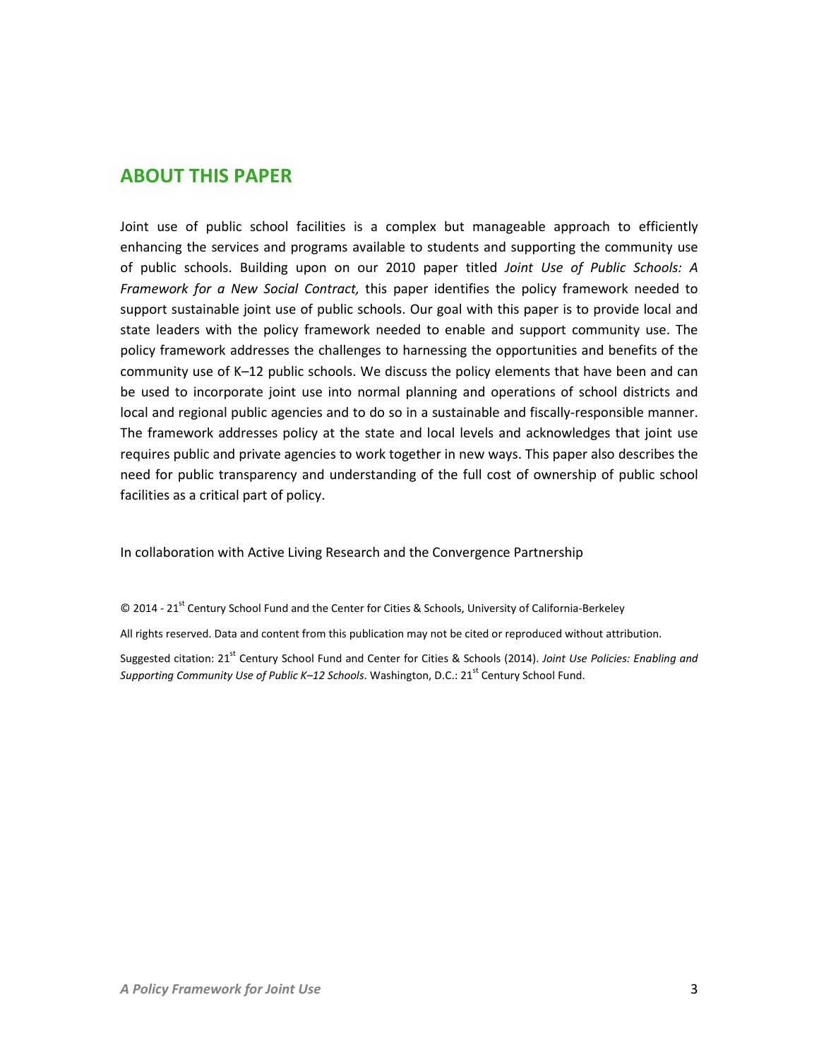## ABOUT THIS PAPER

Joint use of public school facilities is a complex but manageable approach to efficiently enhancing the services and programs available to students and supporting the community use of public schools. Building upon on our 2010 paper titled *Joint Use of Public Schools: A Framework for a New Social Contract,* this paper identifies the policy framework needed to support sustainable joint use of public schools. Our goal with this paper is to provide local and state leaders with the policy framework needed to enable and support community use. The policy framework addresses the challenges to harnessing the opportunities and benefits of the community use of K–12 public schools. We discuss the policy elements that have been and can be used to incorporate joint use into normal planning and operations of school districts and local and regional public agencies and to do so in a sustainable and fiscally-responsible manner. The framework addresses policy at the state and local levels and acknowledges that joint use requires public and private agencies to work together in new ways. This paper also describes the need for public transparency and understanding of the full cost of ownership of public school facilities as a critical part of policy.

In collaboration with Active Living Research and the Convergence Partnership

© 2014 - 21st Century School Fund and the Center for Cities & Schools, University of California-Berkeley

All rights reserved. Data and content from this publication may not be cited or reproduced without attribution.

Suggested citation: 21st Century School Fund and Center for Cities & Schools (2014). *Joint Use Policies: Enabling and Supporting Community Use of Public K–12 Schools*. Washington, D.C.: 21st Century School Fund.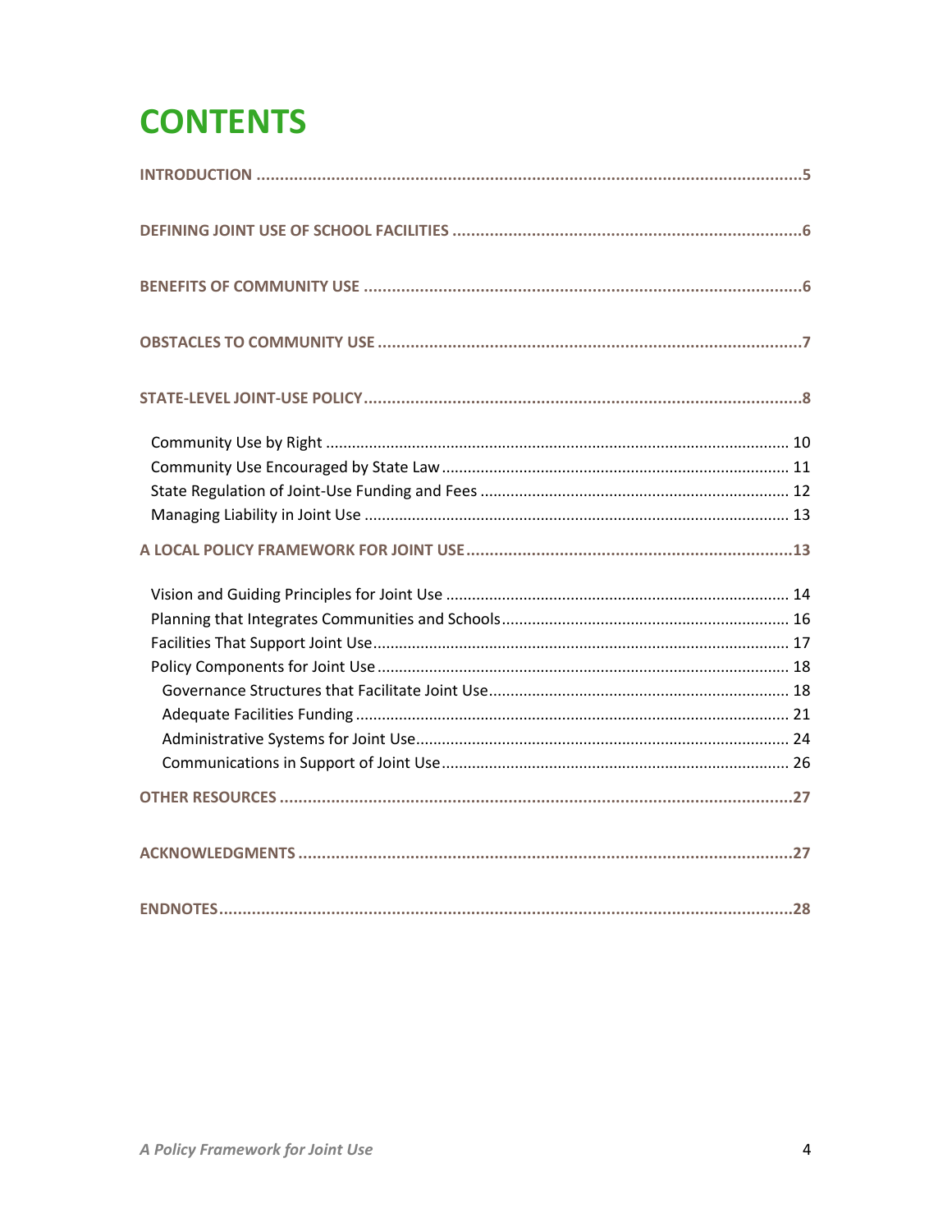# CONTENTS

**INTRODUCTION** .......... 5

**DEFINING JOINT USE OF SCHOOL FACILITIES** .......... 6

**BENEFITS OF COMMUNITY USE** .......... 6

**OBSTACLES TO COMMUNITY USE** .......... 7

**STATE-LEVEL JOINT-USE POLICY** .......... 8

- Community Use by Right .......... 10
- Community Use Encouraged by State Law .......... 11
- State Regulation of Joint-Use Funding and Fees .......... 12
- Managing Liability in Joint Use .......... 13

**A LOCAL POLICY FRAMEWORK FOR JOINT USE** .......... 13

- Vision and Guiding Principles for Joint Use .......... 14
- Planning that Integrates Communities and Schools .......... 16
- Facilities That Support Joint Use .......... 17
- Policy Components for Joint Use .......... 18
  - Governance Structures that Facilitate Joint Use .......... 18
  - Adequate Facilities Funding .......... 21
  - Administrative Systems for Joint Use .......... 24
  - Communications in Support of Joint Use .......... 26

**OTHER RESOURCES** .......... 27

**ACKNOWLEDGMENTS** .......... 27

**ENDNOTES** .......... 28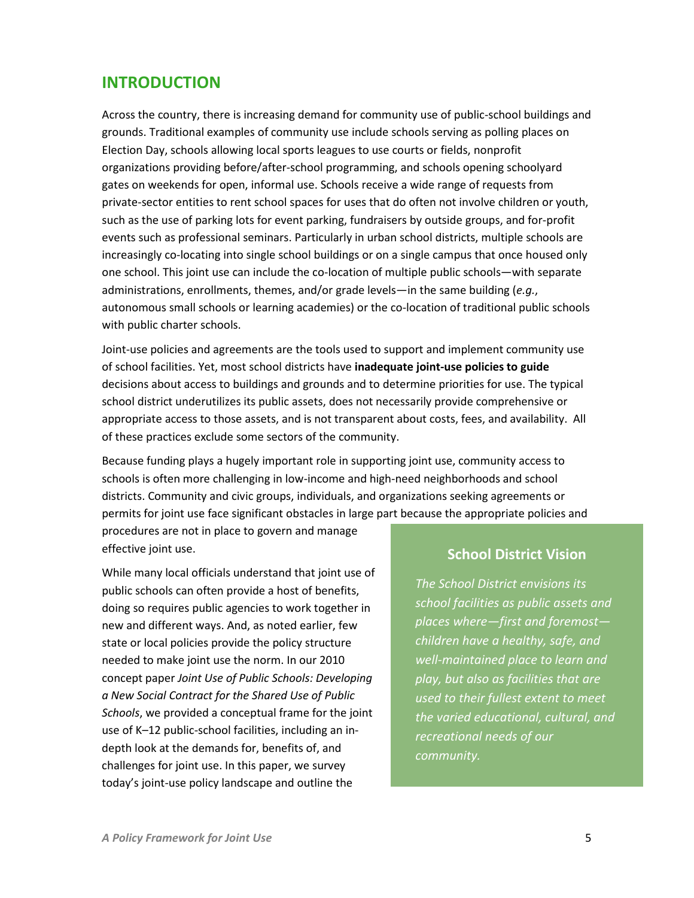# INTRODUCTION

Across the country, there is increasing demand for community use of public-school buildings and grounds. Traditional examples of community use include schools serving as polling places on Election Day, schools allowing local sports leagues to use courts or fields, nonprofit organizations providing before/after-school programming, and schools opening schoolyard gates on weekends for open, informal use. Schools receive a wide range of requests from private-sector entities to rent school spaces for uses that do often not involve children or youth, such as the use of parking lots for event parking, fundraisers by outside groups, and for-profit events such as professional seminars. Particularly in urban school districts, multiple schools are increasingly co-locating into single school buildings or on a single campus that once housed only one school. This joint use can include the co-location of multiple public schools—with separate administrations, enrollments, themes, and/or grade levels—in the same building (*e.g.*, autonomous small schools or learning academies) or the co-location of traditional public schools with public charter schools.

Joint-use policies and agreements are the tools used to support and implement community use of school facilities. Yet, most school districts have **inadequate joint-use policies to guide** decisions about access to buildings and grounds and to determine priorities for use. The typical school district underutilizes its public assets, does not necessarily provide comprehensive or appropriate access to those assets, and is not transparent about costs, fees, and availability. All of these practices exclude some sectors of the community.

Because funding plays a hugely important role in supporting joint use, community access to schools is often more challenging in low-income and high-need neighborhoods and school districts. Community and civic groups, individuals, and organizations seeking agreements or permits for joint use face significant obstacles in large part because the appropriate policies and procedures are not in place to govern and manage effective joint use.

While many local officials understand that joint use of public schools can often provide a host of benefits, doing so requires public agencies to work together in new and different ways. And, as noted earlier, few state or local policies provide the policy structure needed to make joint use the norm. In our 2010 concept paper *Joint Use of Public Schools: Developing a New Social Contract for the Shared Use of Public Schools*, we provided a conceptual frame for the joint use of K–12 public-school facilities, including an in-depth look at the demands for, benefits of, and challenges for joint use. In this paper, we survey today's joint-use policy landscape and outline the

### School District Vision

*The School District envisions its school facilities as public assets and places where—first and foremost—children have a healthy, safe, and well-maintained place to learn and play, but also as facilities that are used to their fullest extent to meet the varied educational, cultural, and recreational needs of our community.*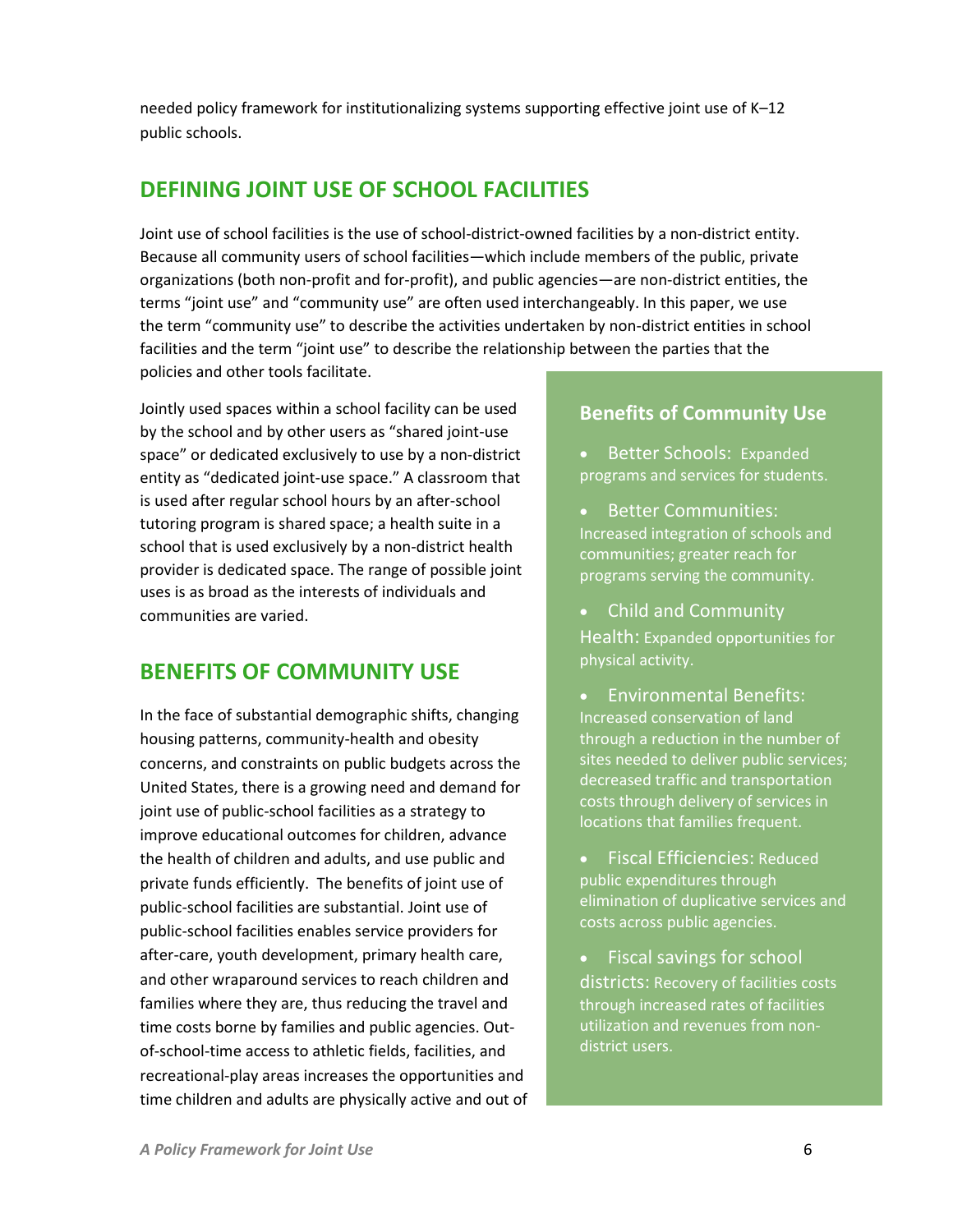needed policy framework for institutionalizing systems supporting effective joint use of K–12 public schools.

## DEFINING JOINT USE OF SCHOOL FACILITIES

Joint use of school facilities is the use of school-district-owned facilities by a non-district entity. Because all community users of school facilities—which include members of the public, private organizations (both non-profit and for-profit), and public agencies—are non-district entities, the terms "joint use" and "community use" are often used interchangeably. In this paper, we use the term "community use" to describe the activities undertaken by non-district entities in school facilities and the term "joint use" to describe the relationship between the parties that the policies and other tools facilitate.

Jointly used spaces within a school facility can be used by the school and by other users as "shared joint-use space" or dedicated exclusively to use by a non-district entity as "dedicated joint-use space." A classroom that is used after regular school hours by an after-school tutoring program is shared space; a health suite in a school that is used exclusively by a non-district health provider is dedicated space. The range of possible joint uses is as broad as the interests of individuals and communities are varied.

## BENEFITS OF COMMUNITY USE

In the face of substantial demographic shifts, changing housing patterns, community-health and obesity concerns, and constraints on public budgets across the United States, there is a growing need and demand for joint use of public-school facilities as a strategy to improve educational outcomes for children, advance the health of children and adults, and use public and private funds efficiently. The benefits of joint use of public-school facilities are substantial. Joint use of public-school facilities enables service providers for after-care, youth development, primary health care, and other wraparound services to reach children and families where they are, thus reducing the travel and time costs borne by families and public agencies. Out-of-school-time access to athletic fields, facilities, and recreational-play areas increases the opportunities and time children and adults are physically active and out of

### Benefits of Community Use

- Better Schools: Expanded programs and services for students.
- Better Communities: Increased integration of schools and communities; greater reach for programs serving the community.
- Child and Community Health: Expanded opportunities for physical activity.
- Environmental Benefits: Increased conservation of land through a reduction in the number of sites needed to deliver public services; decreased traffic and transportation costs through delivery of services in locations that families frequent.
- Fiscal Efficiencies: Reduced public expenditures through elimination of duplicative services and costs across public agencies.
- Fiscal savings for school districts: Recovery of facilities costs through increased rates of facilities utilization and revenues from non-district users.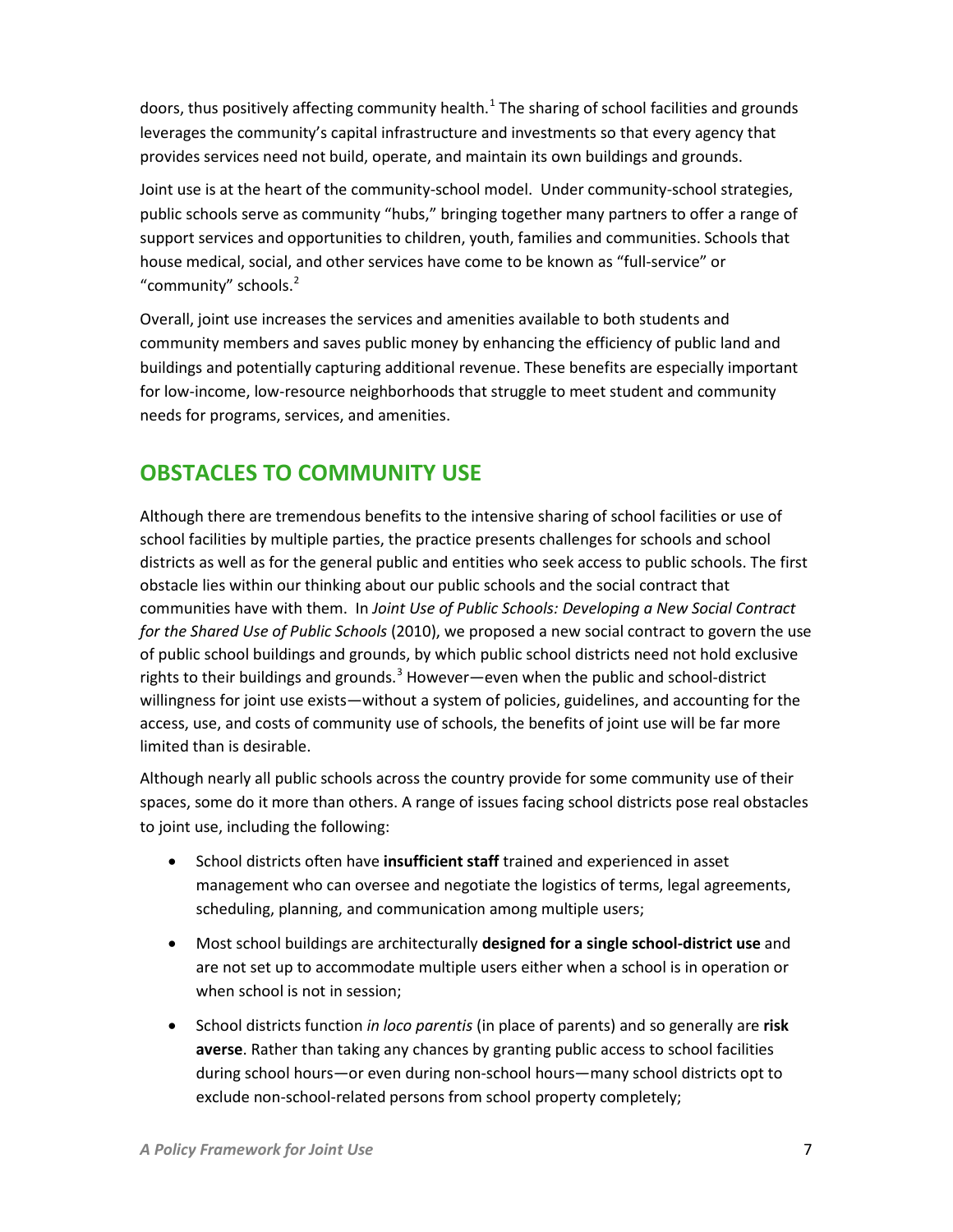doors, thus positively affecting community health.[1] The sharing of school facilities and grounds leverages the community's capital infrastructure and investments so that every agency that provides services need not build, operate, and maintain its own buildings and grounds.

Joint use is at the heart of the community-school model. Under community-school strategies, public schools serve as community "hubs," bringing together many partners to offer a range of support services and opportunities to children, youth, families and communities. Schools that house medical, social, and other services have come to be known as "full-service" or "community" schools.[2]

Overall, joint use increases the services and amenities available to both students and community members and saves public money by enhancing the efficiency of public land and buildings and potentially capturing additional revenue. These benefits are especially important for low-income, low-resource neighborhoods that struggle to meet student and community needs for programs, services, and amenities.

## OBSTACLES TO COMMUNITY USE

Although there are tremendous benefits to the intensive sharing of school facilities or use of school facilities by multiple parties, the practice presents challenges for schools and school districts as well as for the general public and entities who seek access to public schools. The first obstacle lies within our thinking about our public schools and the social contract that communities have with them. In *Joint Use of Public Schools: Developing a New Social Contract for the Shared Use of Public Schools* (2010), we proposed a new social contract to govern the use of public school buildings and grounds, by which public school districts need not hold exclusive rights to their buildings and grounds.[3] However—even when the public and school-district willingness for joint use exists—without a system of policies, guidelines, and accounting for the access, use, and costs of community use of schools, the benefits of joint use will be far more limited than is desirable.

Although nearly all public schools across the country provide for some community use of their spaces, some do it more than others. A range of issues facing school districts pose real obstacles to joint use, including the following:

- School districts often have **insufficient staff** trained and experienced in asset management who can oversee and negotiate the logistics of terms, legal agreements, scheduling, planning, and communication among multiple users;
- Most school buildings are architecturally **designed for a single school-district use** and are not set up to accommodate multiple users either when a school is in operation or when school is not in session;
- School districts function *in loco parentis* (in place of parents) and so generally are **risk averse**. Rather than taking any chances by granting public access to school facilities during school hours—or even during non-school hours—many school districts opt to exclude non-school-related persons from school property completely;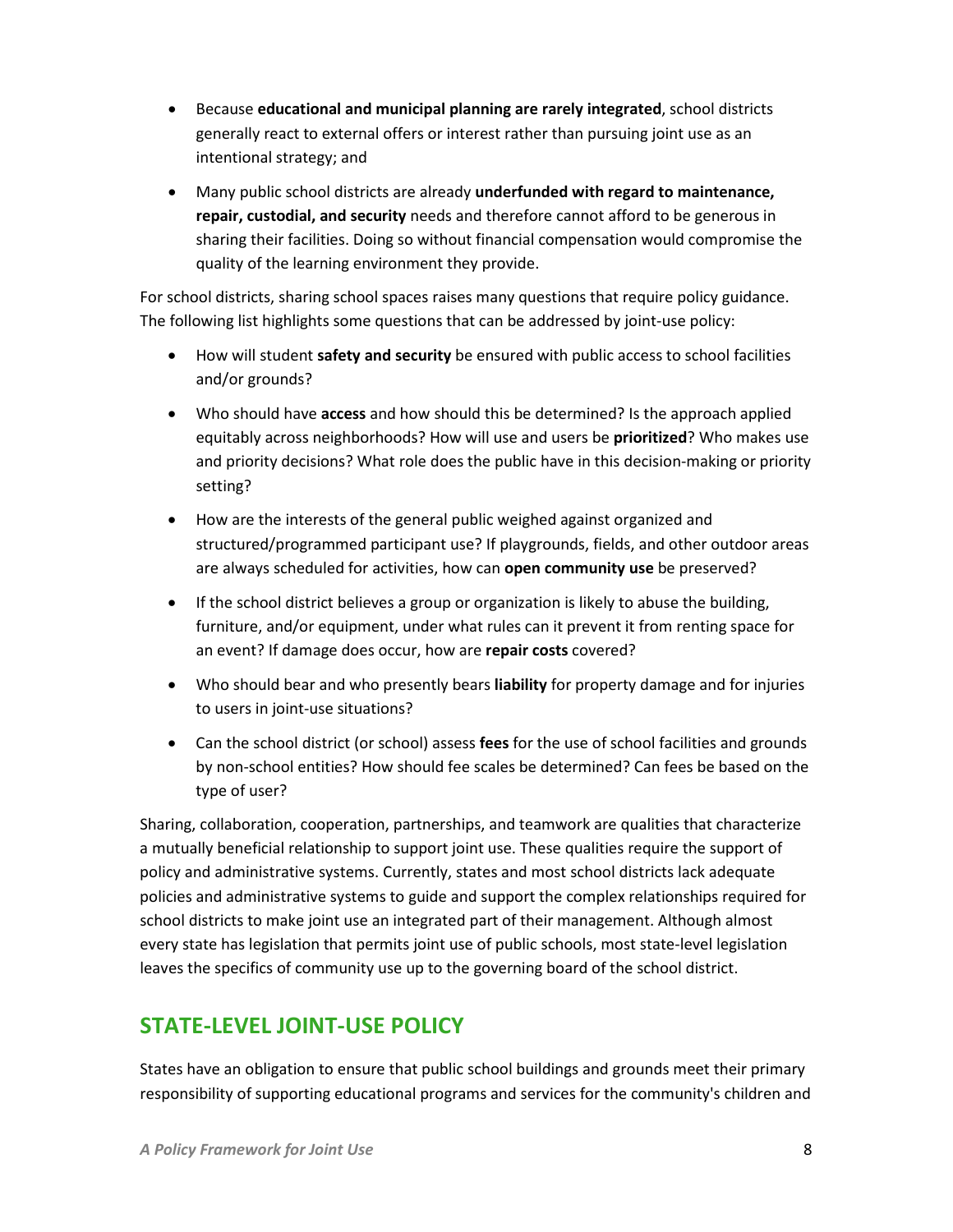- Because **educational and municipal planning are rarely integrated**, school districts generally react to external offers or interest rather than pursuing joint use as an intentional strategy; and
- Many public school districts are already **underfunded with regard to maintenance, repair, custodial, and security** needs and therefore cannot afford to be generous in sharing their facilities. Doing so without financial compensation would compromise the quality of the learning environment they provide.

For school districts, sharing school spaces raises many questions that require policy guidance. The following list highlights some questions that can be addressed by joint-use policy:

- How will student **safety and security** be ensured with public access to school facilities and/or grounds?
- Who should have **access** and how should this be determined? Is the approach applied equitably across neighborhoods? How will use and users be **prioritized**? Who makes use and priority decisions? What role does the public have in this decision-making or priority setting?
- How are the interests of the general public weighed against organized and structured/programmed participant use? If playgrounds, fields, and other outdoor areas are always scheduled for activities, how can **open community use** be preserved?
- If the school district believes a group or organization is likely to abuse the building, furniture, and/or equipment, under what rules can it prevent it from renting space for an event? If damage does occur, how are **repair costs** covered?
- Who should bear and who presently bears **liability** for property damage and for injuries to users in joint-use situations?
- Can the school district (or school) assess **fees** for the use of school facilities and grounds by non-school entities? How should fee scales be determined? Can fees be based on the type of user?

Sharing, collaboration, cooperation, partnerships, and teamwork are qualities that characterize a mutually beneficial relationship to support joint use. These qualities require the support of policy and administrative systems. Currently, states and most school districts lack adequate policies and administrative systems to guide and support the complex relationships required for school districts to make joint use an integrated part of their management. Although almost every state has legislation that permits joint use of public schools, most state-level legislation leaves the specifics of community use up to the governing board of the school district.

## STATE-LEVEL JOINT-USE POLICY

States have an obligation to ensure that public school buildings and grounds meet their primary responsibility of supporting educational programs and services for the community's children and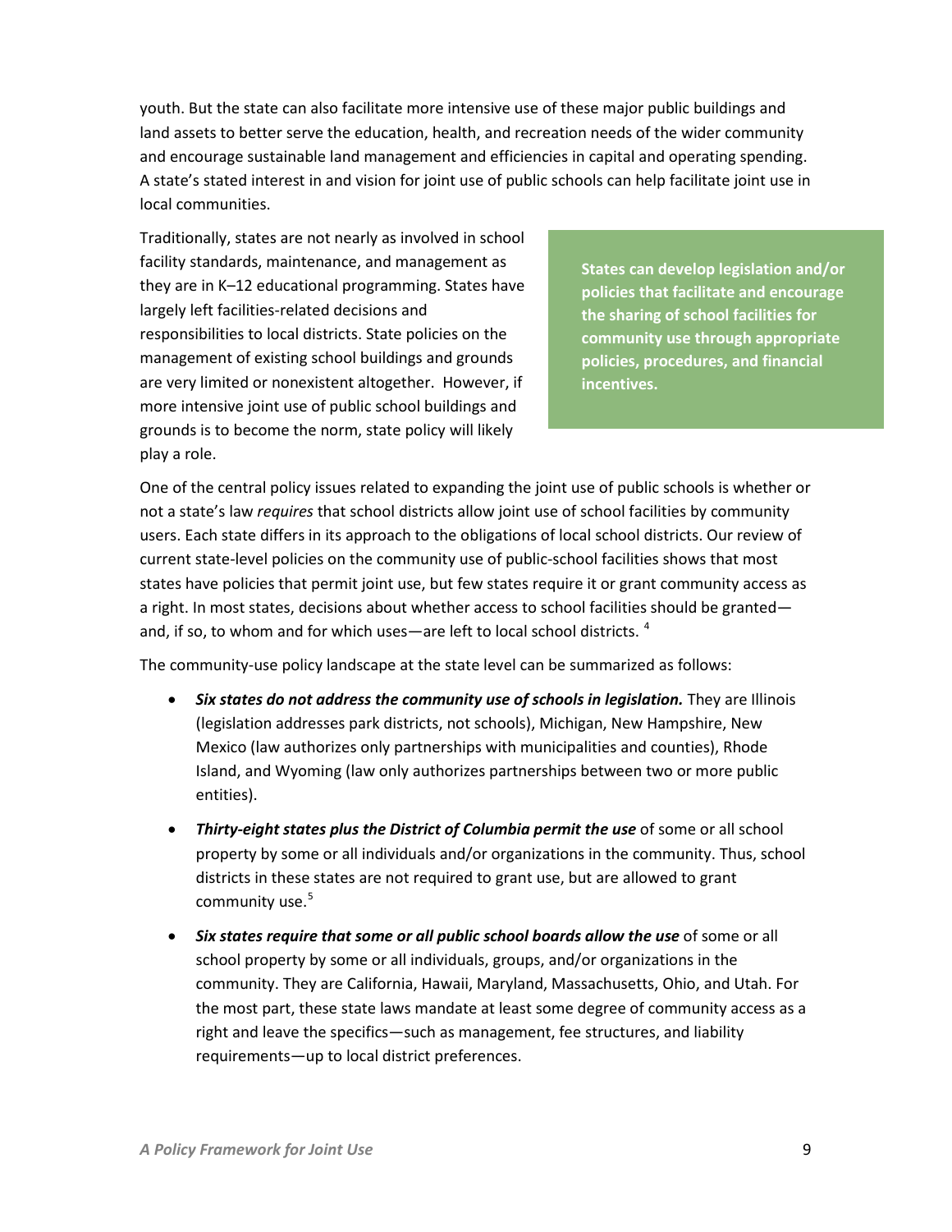youth. But the state can also facilitate more intensive use of these major public buildings and land assets to better serve the education, health, and recreation needs of the wider community and encourage sustainable land management and efficiencies in capital and operating spending. A state's stated interest in and vision for joint use of public schools can help facilitate joint use in local communities.

Traditionally, states are not nearly as involved in school facility standards, maintenance, and management as they are in K–12 educational programming. States have largely left facilities-related decisions and responsibilities to local districts. State policies on the management of existing school buildings and grounds are very limited or nonexistent altogether. However, if more intensive joint use of public school buildings and grounds is to become the norm, state policy will likely play a role.

**States can develop legislation and/or policies that facilitate and encourage the sharing of school facilities for community use through appropriate policies, procedures, and financial incentives.**

One of the central policy issues related to expanding the joint use of public schools is whether or not a state's law *requires* that school districts allow joint use of school facilities by community users. Each state differs in its approach to the obligations of local school districts. Our review of current state-level policies on the community use of public-school facilities shows that most states have policies that permit joint use, but few states require it or grant community access as a right. In most states, decisions about whether access to school facilities should be granted—and, if so, to whom and for which uses—are left to local school districts. [4]

The community-use policy landscape at the state level can be summarized as follows:

- ***Six states do not address the community use of schools in legislation.*** They are Illinois (legislation addresses park districts, not schools), Michigan, New Hampshire, New Mexico (law authorizes only partnerships with municipalities and counties), Rhode Island, and Wyoming (law only authorizes partnerships between two or more public entities).
- ***Thirty-eight states plus the District of Columbia permit the use*** of some or all school property by some or all individuals and/or organizations in the community. Thus, school districts in these states are not required to grant use, but are allowed to grant community use.[5]
- ***Six states require that some or all public school boards allow the use*** of some or all school property by some or all individuals, groups, and/or organizations in the community. They are California, Hawaii, Maryland, Massachusetts, Ohio, and Utah. For the most part, these state laws mandate at least some degree of community access as a right and leave the specifics—such as management, fee structures, and liability requirements—up to local district preferences.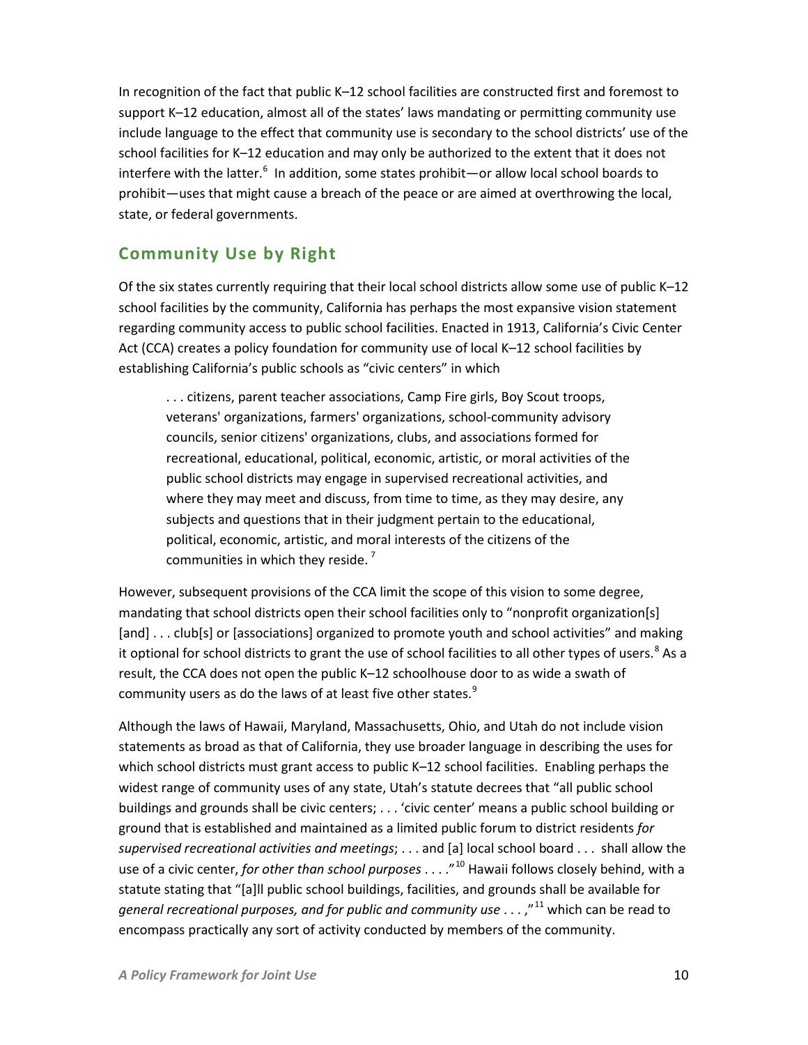In recognition of the fact that public K–12 school facilities are constructed first and foremost to support K–12 education, almost all of the states' laws mandating or permitting community use include language to the effect that community use is secondary to the school districts' use of the school facilities for K–12 education and may only be authorized to the extent that it does not interfere with the latter.[6] In addition, some states prohibit—or allow local school boards to prohibit—uses that might cause a breach of the peace or are aimed at overthrowing the local, state, or federal governments.

## Community Use by Right

Of the six states currently requiring that their local school districts allow some use of public K–12 school facilities by the community, California has perhaps the most expansive vision statement regarding community access to public school facilities. Enacted in 1913, California's Civic Center Act (CCA) creates a policy foundation for community use of local K–12 school facilities by establishing California's public schools as "civic centers" in which

> . . . citizens, parent teacher associations, Camp Fire girls, Boy Scout troops, veterans' organizations, farmers' organizations, school-community advisory councils, senior citizens' organizations, clubs, and associations formed for recreational, educational, political, economic, artistic, or moral activities of the public school districts may engage in supervised recreational activities, and where they may meet and discuss, from time to time, as they may desire, any subjects and questions that in their judgment pertain to the educational, political, economic, artistic, and moral interests of the citizens of the communities in which they reside.[7]

However, subsequent provisions of the CCA limit the scope of this vision to some degree, mandating that school districts open their school facilities only to "nonprofit organization[s] [and] . . . club[s] or [associations] organized to promote youth and school activities" and making it optional for school districts to grant the use of school facilities to all other types of users.[8] As a result, the CCA does not open the public K–12 schoolhouse door to as wide a swath of community users as do the laws of at least five other states.[9]

Although the laws of Hawaii, Maryland, Massachusetts, Ohio, and Utah do not include vision statements as broad as that of California, they use broader language in describing the uses for which school districts must grant access to public K–12 school facilities. Enabling perhaps the widest range of community uses of any state, Utah's statute decrees that "all public school buildings and grounds shall be civic centers; . . . 'civic center' means a public school building or ground that is established and maintained as a limited public forum to district residents *for supervised recreational activities and meetings*; . . . and [a] local school board . . . shall allow the use of a civic center, *for other than school purposes* . . . ."[10] Hawaii follows closely behind, with a statute stating that "[a]ll public school buildings, facilities, and grounds shall be available for *general recreational purposes, and for public and community use* . . . ,"[11] which can be read to encompass practically any sort of activity conducted by members of the community.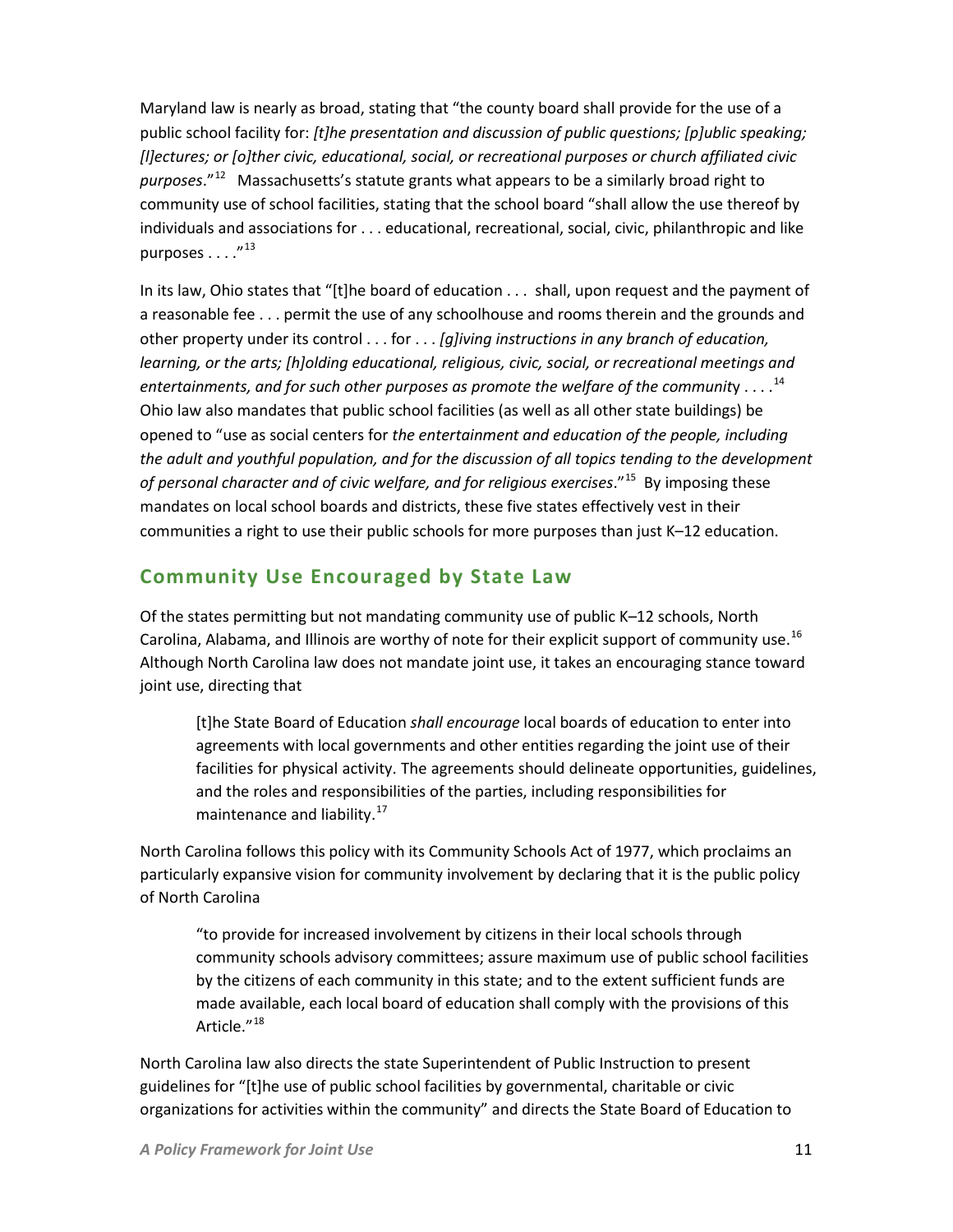Maryland law is nearly as broad, stating that "the county board shall provide for the use of a public school facility for: *[t]he presentation and discussion of public questions; [p]ublic speaking; [l]ectures; or [o]ther civic, educational, social, or recreational purposes or church affiliated civic purposes*."[12] Massachusetts's statute grants what appears to be a similarly broad right to community use of school facilities, stating that the school board "shall allow the use thereof by individuals and associations for . . . educational, recreational, social, civic, philanthropic and like purposes . . . ."[13]

In its law, Ohio states that "[t]he board of education . . . shall, upon request and the payment of a reasonable fee . . . permit the use of any schoolhouse and rooms therein and the grounds and other property under its control . . . for . . . *[g]iving instructions in any branch of education, learning, or the arts; [h]olding educational, religious, civic, social, or recreational meetings and entertainments, and for such other purposes as promote the welfare of the community* . . . .[14] Ohio law also mandates that public school facilities (as well as all other state buildings) be opened to "use as social centers for *the entertainment and education of the people, including the adult and youthful population, and for the discussion of all topics tending to the development of personal character and of civic welfare, and for religious exercises*."[15] By imposing these mandates on local school boards and districts, these five states effectively vest in their communities a right to use their public schools for more purposes than just K–12 education.

## Community Use Encouraged by State Law

Of the states permitting but not mandating community use of public K–12 schools, North Carolina, Alabama, and Illinois are worthy of note for their explicit support of community use.[16] Although North Carolina law does not mandate joint use, it takes an encouraging stance toward joint use, directing that

> [t]he State Board of Education *shall encourage* local boards of education to enter into agreements with local governments and other entities regarding the joint use of their facilities for physical activity. The agreements should delineate opportunities, guidelines, and the roles and responsibilities of the parties, including responsibilities for maintenance and liability.[17]

North Carolina follows this policy with its Community Schools Act of 1977, which proclaims an particularly expansive vision for community involvement by declaring that it is the public policy of North Carolina

> "to provide for increased involvement by citizens in their local schools through community schools advisory committees; assure maximum use of public school facilities by the citizens of each community in this state; and to the extent sufficient funds are made available, each local board of education shall comply with the provisions of this Article."[18]

North Carolina law also directs the state Superintendent of Public Instruction to present guidelines for "[t]he use of public school facilities by governmental, charitable or civic organizations for activities within the community" and directs the State Board of Education to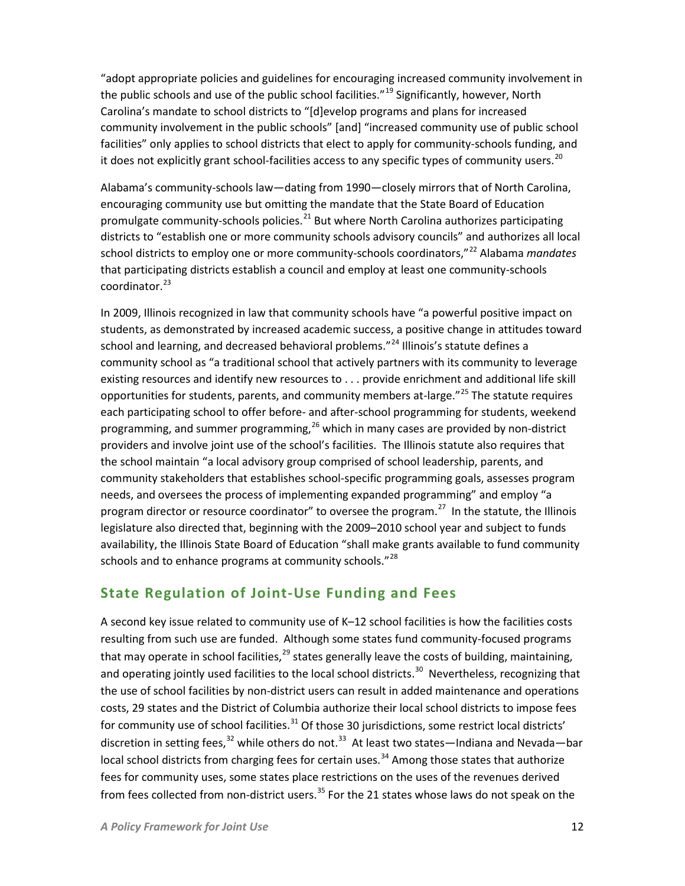"adopt appropriate policies and guidelines for encouraging increased community involvement in the public schools and use of the public school facilities."[19] Significantly, however, North Carolina's mandate to school districts to "[d]evelop programs and plans for increased community involvement in the public schools" [and] "increased community use of public school facilities" only applies to school districts that elect to apply for community-schools funding, and it does not explicitly grant school-facilities access to any specific types of community users.[20]

Alabama's community-schools law—dating from 1990—closely mirrors that of North Carolina, encouraging community use but omitting the mandate that the State Board of Education promulgate community-schools policies.[21] But where North Carolina authorizes participating districts to "establish one or more community schools advisory councils" and authorizes all local school districts to employ one or more community-schools coordinators,"[22] Alabama *mandates* that participating districts establish a council and employ at least one community-schools coordinator.[23]

In 2009, Illinois recognized in law that community schools have "a powerful positive impact on students, as demonstrated by increased academic success, a positive change in attitudes toward school and learning, and decreased behavioral problems."[24] Illinois's statute defines a community school as "a traditional school that actively partners with its community to leverage existing resources and identify new resources to . . . provide enrichment and additional life skill opportunities for students, parents, and community members at-large."[25] The statute requires each participating school to offer before- and after-school programming for students, weekend programming, and summer programming,[26] which in many cases are provided by non-district providers and involve joint use of the school's facilities. The Illinois statute also requires that the school maintain "a local advisory group comprised of school leadership, parents, and community stakeholders that establishes school-specific programming goals, assesses program needs, and oversees the process of implementing expanded programming" and employ "a program director or resource coordinator" to oversee the program.[27] In the statute, the Illinois legislature also directed that, beginning with the 2009–2010 school year and subject to funds availability, the Illinois State Board of Education "shall make grants available to fund community schools and to enhance programs at community schools."[28]

## State Regulation of Joint-Use Funding and Fees

A second key issue related to community use of K–12 school facilities is how the facilities costs resulting from such use are funded. Although some states fund community-focused programs that may operate in school facilities,[29] states generally leave the costs of building, maintaining, and operating jointly used facilities to the local school districts.[30] Nevertheless, recognizing that the use of school facilities by non-district users can result in added maintenance and operations costs, 29 states and the District of Columbia authorize their local school districts to impose fees for community use of school facilities.[31] Of those 30 jurisdictions, some restrict local districts' discretion in setting fees,[32] while others do not.[33] At least two states—Indiana and Nevada—bar local school districts from charging fees for certain uses.[34] Among those states that authorize fees for community uses, some states place restrictions on the uses of the revenues derived from fees collected from non-district users.[35] For the 21 states whose laws do not speak on the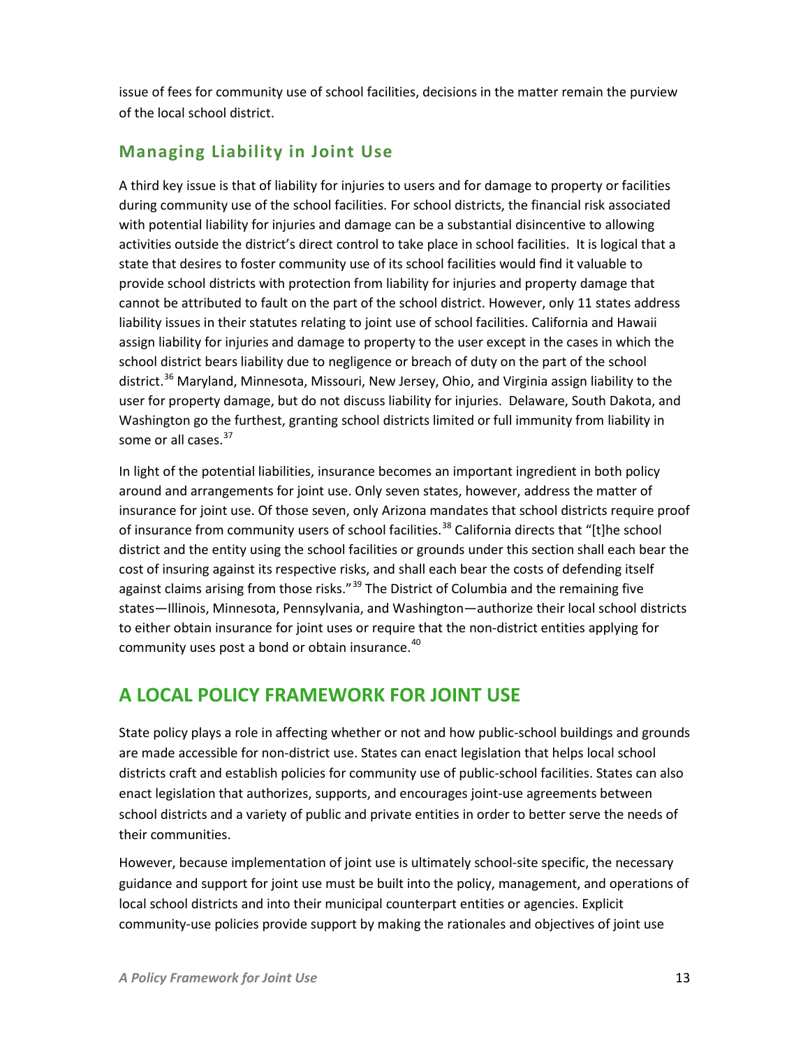issue of fees for community use of school facilities, decisions in the matter remain the purview of the local school district.

## Managing Liability in Joint Use

A third key issue is that of liability for injuries to users and for damage to property or facilities during community use of the school facilities. For school districts, the financial risk associated with potential liability for injuries and damage can be a substantial disincentive to allowing activities outside the district's direct control to take place in school facilities. It is logical that a state that desires to foster community use of its school facilities would find it valuable to provide school districts with protection from liability for injuries and property damage that cannot be attributed to fault on the part of the school district. However, only 11 states address liability issues in their statutes relating to joint use of school facilities. California and Hawaii assign liability for injuries and damage to property to the user except in the cases in which the school district bears liability due to negligence or breach of duty on the part of the school district.[36] Maryland, Minnesota, Missouri, New Jersey, Ohio, and Virginia assign liability to the user for property damage, but do not discuss liability for injuries. Delaware, South Dakota, and Washington go the furthest, granting school districts limited or full immunity from liability in some or all cases.[37]

In light of the potential liabilities, insurance becomes an important ingredient in both policy around and arrangements for joint use. Only seven states, however, address the matter of insurance for joint use. Of those seven, only Arizona mandates that school districts require proof of insurance from community users of school facilities.[38] California directs that "[t]he school district and the entity using the school facilities or grounds under this section shall each bear the cost of insuring against its respective risks, and shall each bear the costs of defending itself against claims arising from those risks."[39] The District of Columbia and the remaining five states—Illinois, Minnesota, Pennsylvania, and Washington—authorize their local school districts to either obtain insurance for joint uses or require that the non-district entities applying for community uses post a bond or obtain insurance.[40]

# A LOCAL POLICY FRAMEWORK FOR JOINT USE

State policy plays a role in affecting whether or not and how public-school buildings and grounds are made accessible for non-district use. States can enact legislation that helps local school districts craft and establish policies for community use of public-school facilities. States can also enact legislation that authorizes, supports, and encourages joint-use agreements between school districts and a variety of public and private entities in order to better serve the needs of their communities.

However, because implementation of joint use is ultimately school-site specific, the necessary guidance and support for joint use must be built into the policy, management, and operations of local school districts and into their municipal counterpart entities or agencies. Explicit community-use policies provide support by making the rationales and objectives of joint use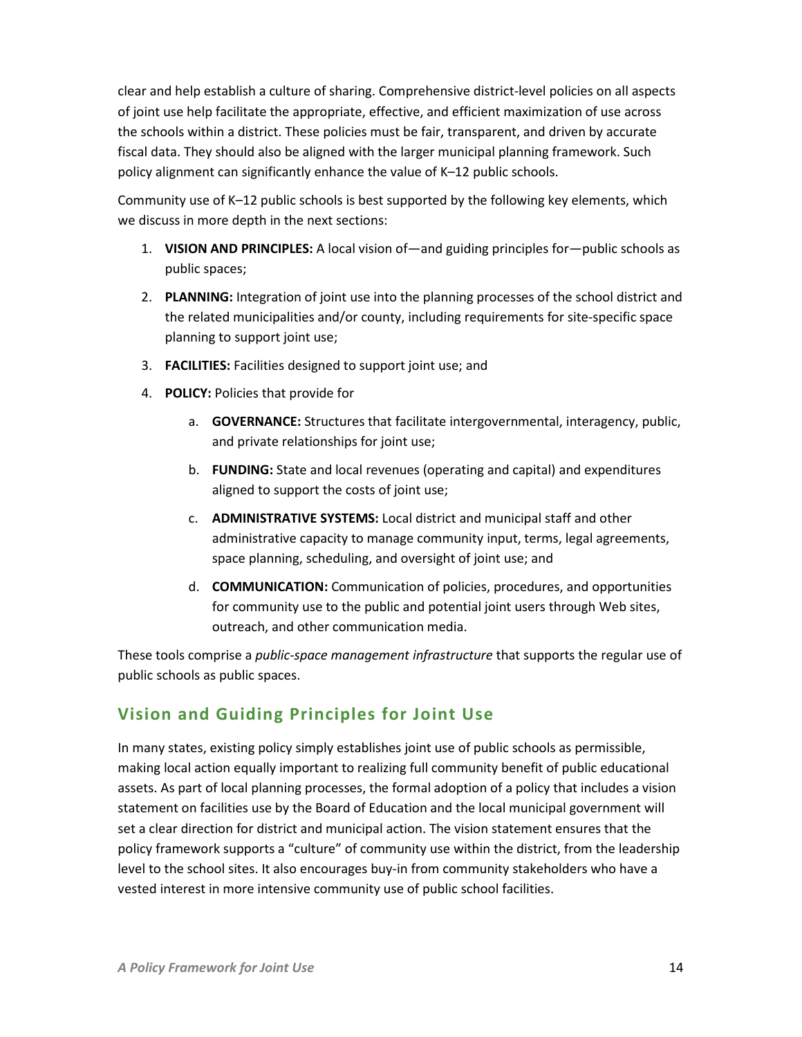clear and help establish a culture of sharing. Comprehensive district-level policies on all aspects of joint use help facilitate the appropriate, effective, and efficient maximization of use across the schools within a district. These policies must be fair, transparent, and driven by accurate fiscal data. They should also be aligned with the larger municipal planning framework. Such policy alignment can significantly enhance the value of K–12 public schools.

Community use of K–12 public schools is best supported by the following key elements, which we discuss in more depth in the next sections:

1. **VISION AND PRINCIPLES:** A local vision of—and guiding principles for—public schools as public spaces;
2. **PLANNING:** Integration of joint use into the planning processes of the school district and the related municipalities and/or county, including requirements for site-specific space planning to support joint use;
3. **FACILITIES:** Facilities designed to support joint use; and
4. **POLICY:** Policies that provide for
    a. **GOVERNANCE:** Structures that facilitate intergovernmental, interagency, public, and private relationships for joint use;
    b. **FUNDING:** State and local revenues (operating and capital) and expenditures aligned to support the costs of joint use;
    c. **ADMINISTRATIVE SYSTEMS:** Local district and municipal staff and other administrative capacity to manage community input, terms, legal agreements, space planning, scheduling, and oversight of joint use; and
    d. **COMMUNICATION:** Communication of policies, procedures, and opportunities for community use to the public and potential joint users through Web sites, outreach, and other communication media.

These tools comprise a *public-space management infrastructure* that supports the regular use of public schools as public spaces.

## Vision and Guiding Principles for Joint Use

In many states, existing policy simply establishes joint use of public schools as permissible, making local action equally important to realizing full community benefit of public educational assets. As part of local planning processes, the formal adoption of a policy that includes a vision statement on facilities use by the Board of Education and the local municipal government will set a clear direction for district and municipal action. The vision statement ensures that the policy framework supports a "culture" of community use within the district, from the leadership level to the school sites. It also encourages buy-in from community stakeholders who have a vested interest in more intensive community use of public school facilities.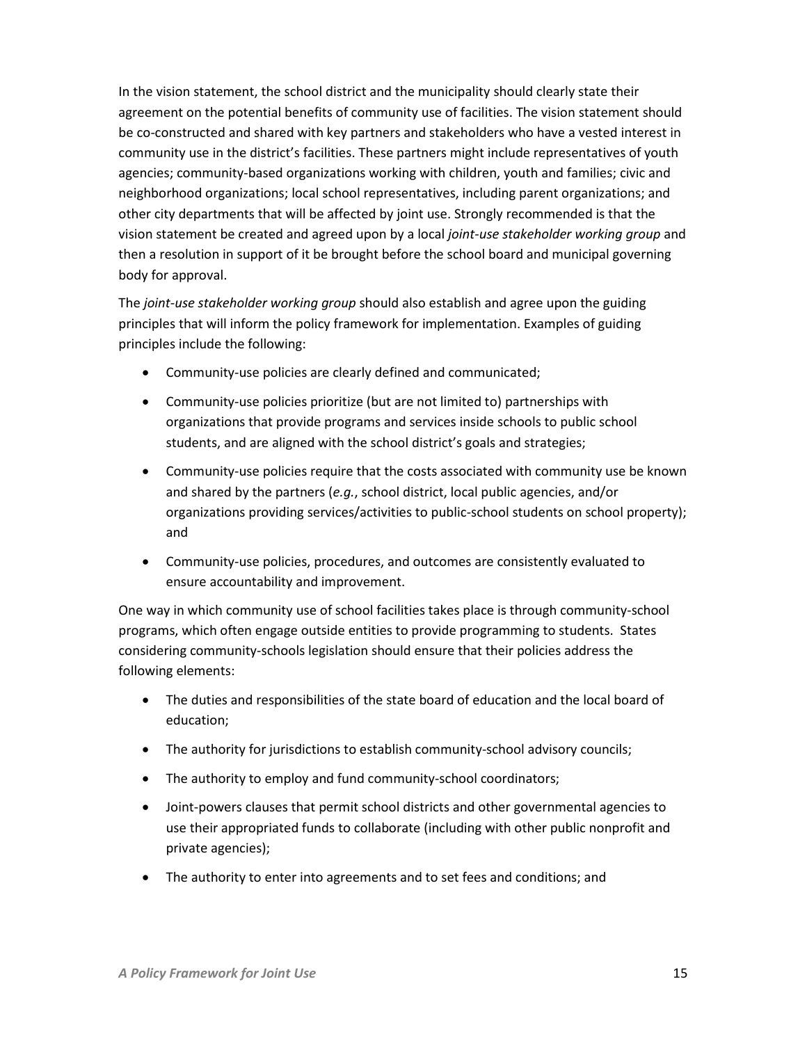In the vision statement, the school district and the municipality should clearly state their agreement on the potential benefits of community use of facilities. The vision statement should be co-constructed and shared with key partners and stakeholders who have a vested interest in community use in the district's facilities. These partners might include representatives of youth agencies; community-based organizations working with children, youth and families; civic and neighborhood organizations; local school representatives, including parent organizations; and other city departments that will be affected by joint use. Strongly recommended is that the vision statement be created and agreed upon by a local *joint-use stakeholder working group* and then a resolution in support of it be brought before the school board and municipal governing body for approval.

The *joint-use stakeholder working group* should also establish and agree upon the guiding principles that will inform the policy framework for implementation. Examples of guiding principles include the following:

- Community-use policies are clearly defined and communicated;
- Community-use policies prioritize (but are not limited to) partnerships with organizations that provide programs and services inside schools to public school students, and are aligned with the school district's goals and strategies;
- Community-use policies require that the costs associated with community use be known and shared by the partners (*e.g.*, school district, local public agencies, and/or organizations providing services/activities to public-school students on school property); and
- Community-use policies, procedures, and outcomes are consistently evaluated to ensure accountability and improvement.

One way in which community use of school facilities takes place is through community-school programs, which often engage outside entities to provide programming to students. States considering community-schools legislation should ensure that their policies address the following elements:

- The duties and responsibilities of the state board of education and the local board of education;
- The authority for jurisdictions to establish community-school advisory councils;
- The authority to employ and fund community-school coordinators;
- Joint-powers clauses that permit school districts and other governmental agencies to use their appropriated funds to collaborate (including with other public nonprofit and private agencies);
- The authority to enter into agreements and to set fees and conditions; and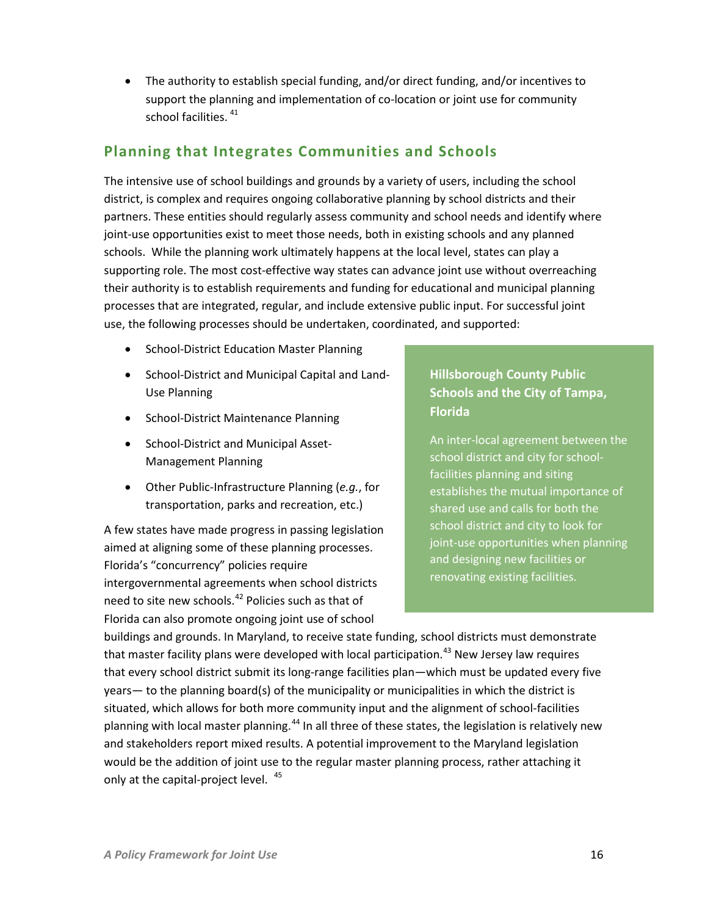- The authority to establish special funding, and/or direct funding, and/or incentives to support the planning and implementation of co-location or joint use for community school facilities. [41]

## Planning that Integrates Communities and Schools

The intensive use of school buildings and grounds by a variety of users, including the school district, is complex and requires ongoing collaborative planning by school districts and their partners. These entities should regularly assess community and school needs and identify where joint-use opportunities exist to meet those needs, both in existing schools and any planned schools. While the planning work ultimately happens at the local level, states can play a supporting role. The most cost-effective way states can advance joint use without overreaching their authority is to establish requirements and funding for educational and municipal planning processes that are integrated, regular, and include extensive public input. For successful joint use, the following processes should be undertaken, coordinated, and supported:

- School-District Education Master Planning
- School-District and Municipal Capital and Land-Use Planning
- School-District Maintenance Planning
- School-District and Municipal Asset-Management Planning
- Other Public-Infrastructure Planning (*e.g.*, for transportation, parks and recreation, etc.)

> **Hillsborough County Public Schools and the City of Tampa, Florida**
>
> An inter-local agreement between the school district and city for school-facilities planning and siting establishes the mutual importance of shared use and calls for both the school district and city to look for joint-use opportunities when planning and designing new facilities or renovating existing facilities.

A few states have made progress in passing legislation aimed at aligning some of these planning processes. Florida's "concurrency" policies require intergovernmental agreements when school districts need to site new schools.[42] Policies such as that of Florida can also promote ongoing joint use of school buildings and grounds. In Maryland, to receive state funding, school districts must demonstrate that master facility plans were developed with local participation.[43] New Jersey law requires that every school district submit its long-range facilities plan—which must be updated every five years— to the planning board(s) of the municipality or municipalities in which the district is situated, which allows for both more community input and the alignment of school-facilities planning with local master planning.[44] In all three of these states, the legislation is relatively new and stakeholders report mixed results. A potential improvement to the Maryland legislation would be the addition of joint use to the regular master planning process, rather attaching it only at the capital-project level. [45]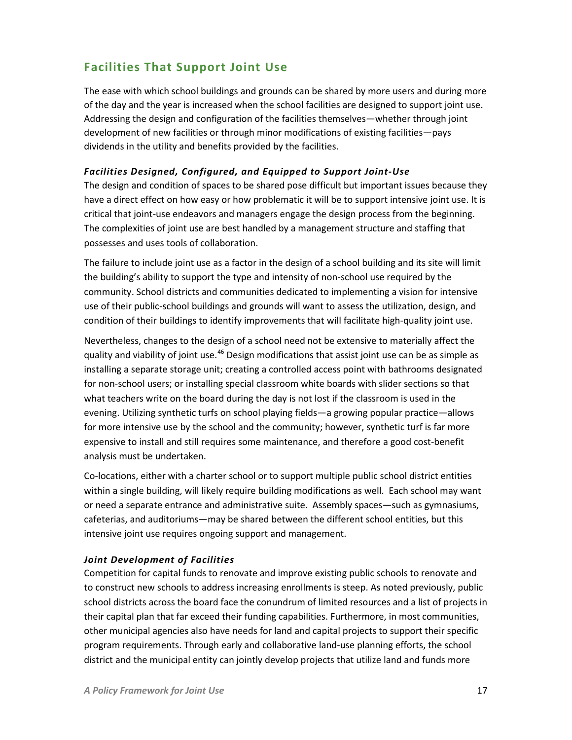## Facilities That Support Joint Use

The ease with which school buildings and grounds can be shared by more users and during more of the day and the year is increased when the school facilities are designed to support joint use. Addressing the design and configuration of the facilities themselves—whether through joint development of new facilities or through minor modifications of existing facilities—pays dividends in the utility and benefits provided by the facilities.

### *Facilities Designed, Configured, and Equipped to Support Joint-Use*

The design and condition of spaces to be shared pose difficult but important issues because they have a direct effect on how easy or how problematic it will be to support intensive joint use. It is critical that joint-use endeavors and managers engage the design process from the beginning. The complexities of joint use are best handled by a management structure and staffing that possesses and uses tools of collaboration.

The failure to include joint use as a factor in the design of a school building and its site will limit the building's ability to support the type and intensity of non-school use required by the community. School districts and communities dedicated to implementing a vision for intensive use of their public-school buildings and grounds will want to assess the utilization, design, and condition of their buildings to identify improvements that will facilitate high-quality joint use.

Nevertheless, changes to the design of a school need not be extensive to materially affect the quality and viability of joint use.[46] Design modifications that assist joint use can be as simple as installing a separate storage unit; creating a controlled access point with bathrooms designated for non-school users; or installing special classroom white boards with slider sections so that what teachers write on the board during the day is not lost if the classroom is used in the evening. Utilizing synthetic turfs on school playing fields—a growing popular practice—allows for more intensive use by the school and the community; however, synthetic turf is far more expensive to install and still requires some maintenance, and therefore a good cost-benefit analysis must be undertaken.

Co-locations, either with a charter school or to support multiple public school district entities within a single building, will likely require building modifications as well. Each school may want or need a separate entrance and administrative suite. Assembly spaces—such as gymnasiums, cafeterias, and auditoriums—may be shared between the different school entities, but this intensive joint use requires ongoing support and management.

### *Joint Development of Facilities*

Competition for capital funds to renovate and improve existing public schools to renovate and to construct new schools to address increasing enrollments is steep. As noted previously, public school districts across the board face the conundrum of limited resources and a list of projects in their capital plan that far exceed their funding capabilities. Furthermore, in most communities, other municipal agencies also have needs for land and capital projects to support their specific program requirements. Through early and collaborative land-use planning efforts, the school district and the municipal entity can jointly develop projects that utilize land and funds more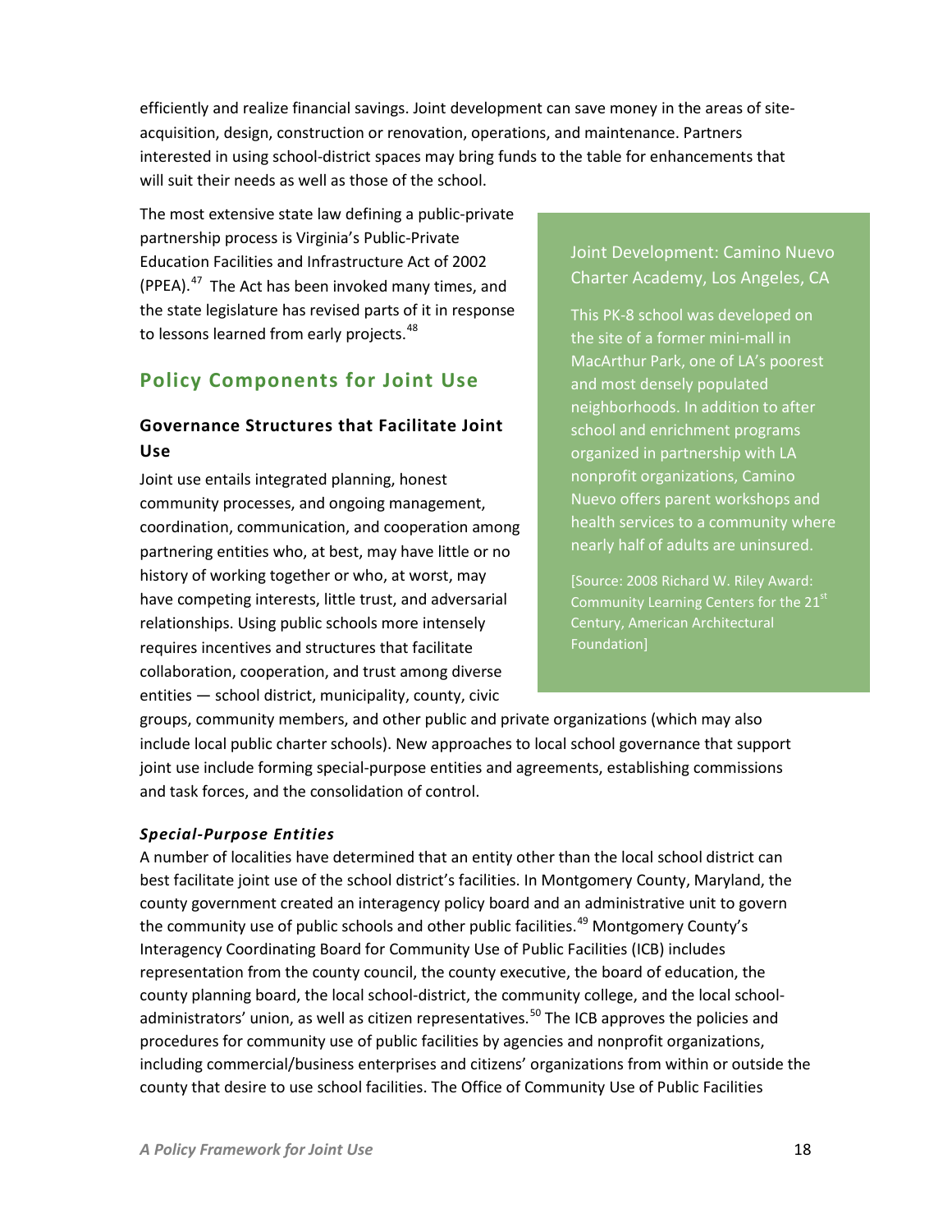efficiently and realize financial savings. Joint development can save money in the areas of site-acquisition, design, construction or renovation, operations, and maintenance. Partners interested in using school-district spaces may bring funds to the table for enhancements that will suit their needs as well as those of the school.

The most extensive state law defining a public-private partnership process is Virginia's Public-Private Education Facilities and Infrastructure Act of 2002 (PPEA).[47] The Act has been invoked many times, and the state legislature has revised parts of it in response to lessons learned from early projects.[48]

> **Joint Development: Camino Nuevo Charter Academy, Los Angeles, CA**
>
> This PK-8 school was developed on the site of a former mini-mall in MacArthur Park, one of LA's poorest and most densely populated neighborhoods. In addition to after school and enrichment programs organized in partnership with LA nonprofit organizations, Camino Nuevo offers parent workshops and health services to a community where nearly half of adults are uninsured.
>
> [Source: 2008 Richard W. Riley Award: Community Learning Centers for the 21st Century, American Architectural Foundation]

## Policy Components for Joint Use

### Governance Structures that Facilitate Joint Use

Joint use entails integrated planning, honest community processes, and ongoing management, coordination, communication, and cooperation among partnering entities who, at best, may have little or no history of working together or who, at worst, may have competing interests, little trust, and adversarial relationships. Using public schools more intensely requires incentives and structures that facilitate collaboration, cooperation, and trust among diverse entities — school district, municipality, county, civic groups, community members, and other public and private organizations (which may also include local public charter schools). New approaches to local school governance that support joint use include forming special-purpose entities and agreements, establishing commissions and task forces, and the consolidation of control.

#### *Special-Purpose Entities*

A number of localities have determined that an entity other than the local school district can best facilitate joint use of the school district's facilities. In Montgomery County, Maryland, the county government created an interagency policy board and an administrative unit to govern the community use of public schools and other public facilities.[49] Montgomery County's Interagency Coordinating Board for Community Use of Public Facilities (ICB) includes representation from the county council, the county executive, the board of education, the county planning board, the local school-district, the community college, and the local school-administrators' union, as well as citizen representatives.[50] The ICB approves the policies and procedures for community use of public facilities by agencies and nonprofit organizations, including commercial/business enterprises and citizens' organizations from within or outside the county that desire to use school facilities. The Office of Community Use of Public Facilities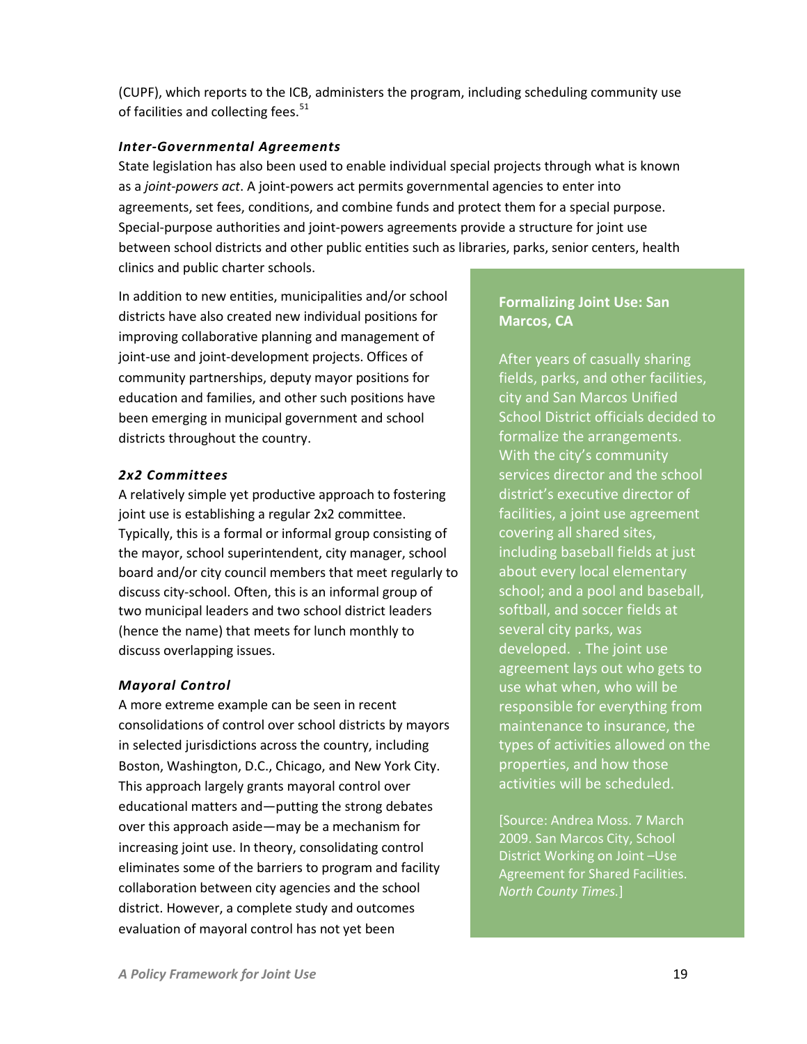(CUPF), which reports to the ICB, administers the program, including scheduling community use of facilities and collecting fees.[51]

### *Inter-Governmental Agreements*

State legislation has also been used to enable individual special projects through what is known as a *joint-powers act*. A joint-powers act permits governmental agencies to enter into agreements, set fees, conditions, and combine funds and protect them for a special purpose. Special-purpose authorities and joint-powers agreements provide a structure for joint use between school districts and other public entities such as libraries, parks, senior centers, health clinics and public charter schools.

In addition to new entities, municipalities and/or school districts have also created new individual positions for improving collaborative planning and management of joint-use and joint-development projects. Offices of community partnerships, deputy mayor positions for education and families, and other such positions have been emerging in municipal government and school districts throughout the country.

### *2x2 Committees*

A relatively simple yet productive approach to fostering joint use is establishing a regular 2x2 committee. Typically, this is a formal or informal group consisting of the mayor, school superintendent, city manager, school board and/or city council members that meet regularly to discuss city-school. Often, this is an informal group of two municipal leaders and two school district leaders (hence the name) that meets for lunch monthly to discuss overlapping issues.

### *Mayoral Control*

A more extreme example can be seen in recent consolidations of control over school districts by mayors in selected jurisdictions across the country, including Boston, Washington, D.C., Chicago, and New York City. This approach largely grants mayoral control over educational matters and—putting the strong debates over this approach aside—may be a mechanism for increasing joint use. In theory, consolidating control eliminates some of the barriers to program and facility collaboration between city agencies and the school district. However, a complete study and outcomes evaluation of mayoral control has not yet been

**Formalizing Joint Use: San Marcos, CA**

After years of casually sharing fields, parks, and other facilities, city and San Marcos Unified School District officials decided to formalize the arrangements. With the city's community services director and the school district's executive director of facilities, a joint use agreement covering all shared sites, including baseball fields at just about every local elementary school; and a pool and baseball, softball, and soccer fields at several city parks, was developed. . The joint use agreement lays out who gets to use what when, who will be responsible for everything from maintenance to insurance, the types of activities allowed on the properties, and how those activities will be scheduled.

[Source: Andrea Moss. 7 March 2009. San Marcos City, School District Working on Joint –Use Agreement for Shared Facilities. *North County Times*.]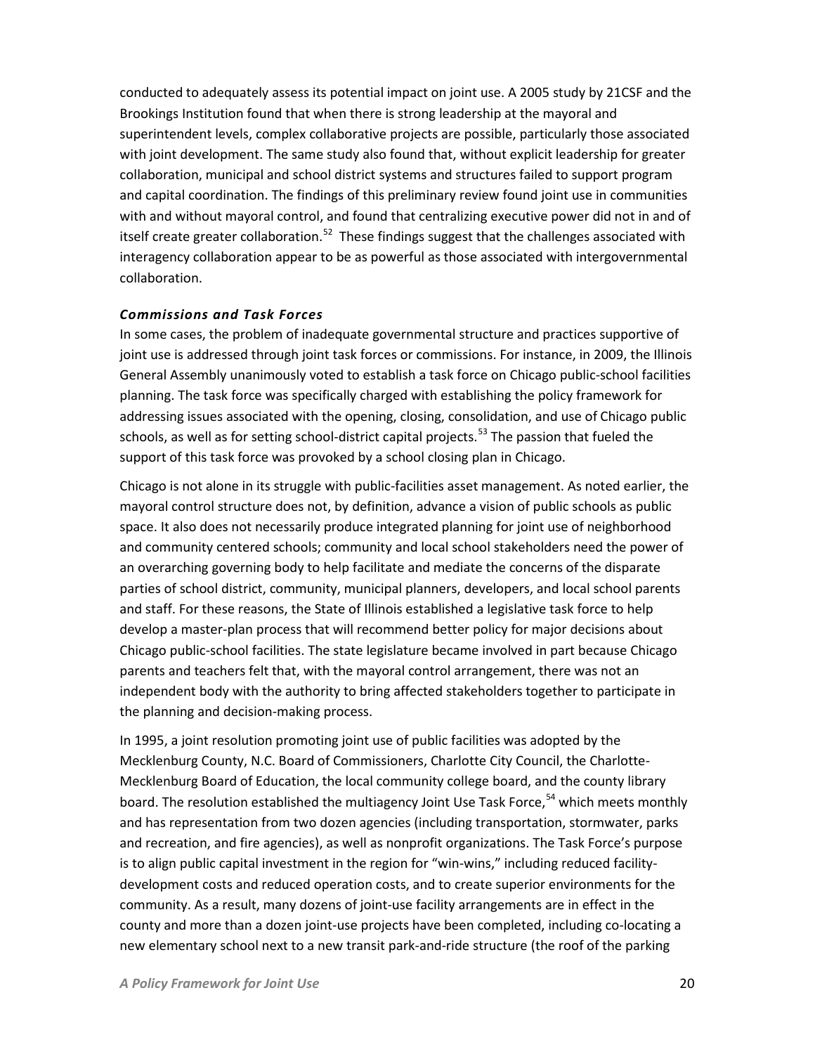conducted to adequately assess its potential impact on joint use. A 2005 study by 21CSF and the Brookings Institution found that when there is strong leadership at the mayoral and superintendent levels, complex collaborative projects are possible, particularly those associated with joint development. The same study also found that, without explicit leadership for greater collaboration, municipal and school district systems and structures failed to support program and capital coordination. The findings of this preliminary review found joint use in communities with and without mayoral control, and found that centralizing executive power did not in and of itself create greater collaboration.[52] These findings suggest that the challenges associated with interagency collaboration appear to be as powerful as those associated with intergovernmental collaboration.

***Commissions and Task Forces***

In some cases, the problem of inadequate governmental structure and practices supportive of joint use is addressed through joint task forces or commissions. For instance, in 2009, the Illinois General Assembly unanimously voted to establish a task force on Chicago public-school facilities planning. The task force was specifically charged with establishing the policy framework for addressing issues associated with the opening, closing, consolidation, and use of Chicago public schools, as well as for setting school-district capital projects.[53] The passion that fueled the support of this task force was provoked by a school closing plan in Chicago.

Chicago is not alone in its struggle with public-facilities asset management. As noted earlier, the mayoral control structure does not, by definition, advance a vision of public schools as public space. It also does not necessarily produce integrated planning for joint use of neighborhood and community centered schools; community and local school stakeholders need the power of an overarching governing body to help facilitate and mediate the concerns of the disparate parties of school district, community, municipal planners, developers, and local school parents and staff. For these reasons, the State of Illinois established a legislative task force to help develop a master-plan process that will recommend better policy for major decisions about Chicago public-school facilities. The state legislature became involved in part because Chicago parents and teachers felt that, with the mayoral control arrangement, there was not an independent body with the authority to bring affected stakeholders together to participate in the planning and decision-making process.

In 1995, a joint resolution promoting joint use of public facilities was adopted by the Mecklenburg County, N.C. Board of Commissioners, Charlotte City Council, the Charlotte-Mecklenburg Board of Education, the local community college board, and the county library board. The resolution established the multiagency Joint Use Task Force,[54] which meets monthly and has representation from two dozen agencies (including transportation, stormwater, parks and recreation, and fire agencies), as well as nonprofit organizations. The Task Force's purpose is to align public capital investment in the region for "win-wins," including reduced facility-development costs and reduced operation costs, and to create superior environments for the community. As a result, many dozens of joint-use facility arrangements are in effect in the county and more than a dozen joint-use projects have been completed, including co-locating a new elementary school next to a new transit park-and-ride structure (the roof of the parking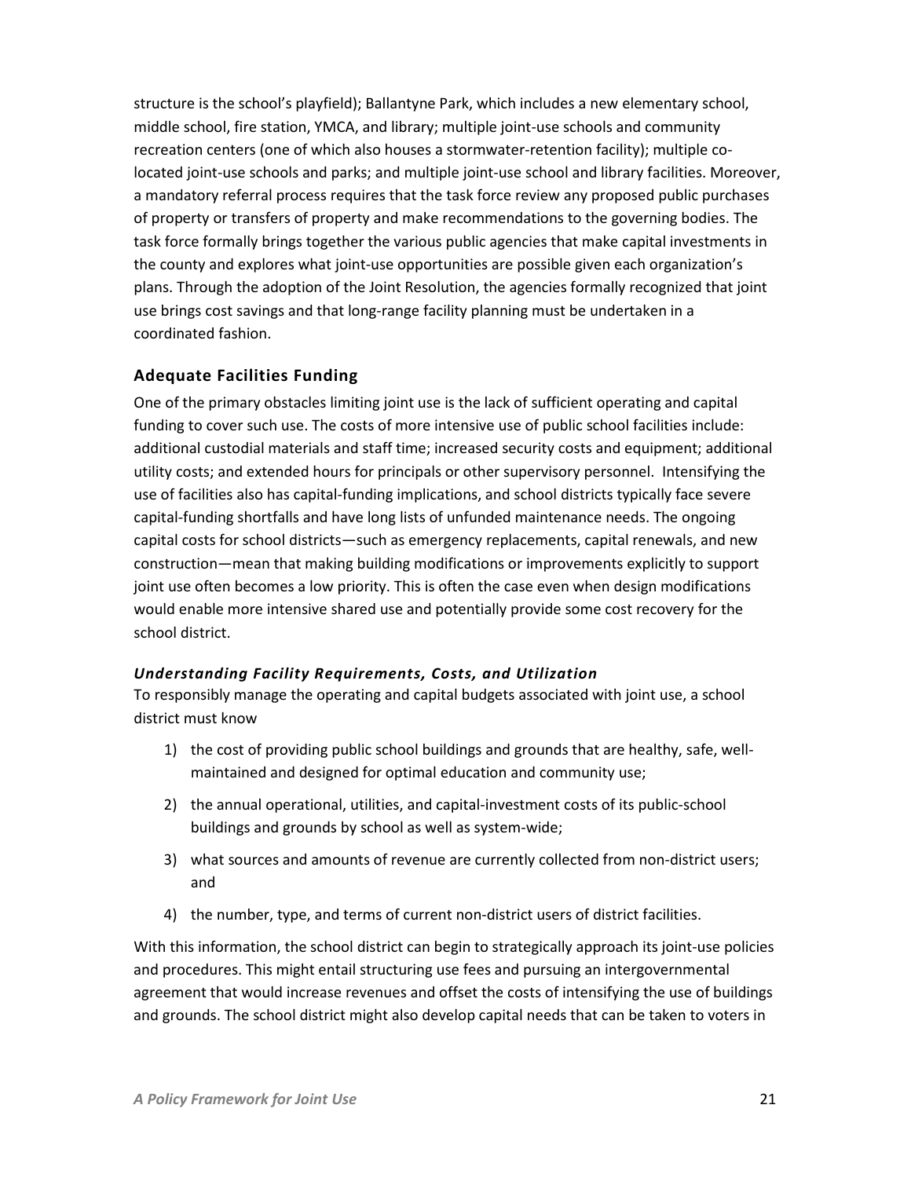structure is the school's playfield); Ballantyne Park, which includes a new elementary school, middle school, fire station, YMCA, and library; multiple joint-use schools and community recreation centers (one of which also houses a stormwater-retention facility); multiple co-located joint-use schools and parks; and multiple joint-use school and library facilities. Moreover, a mandatory referral process requires that the task force review any proposed public purchases of property or transfers of property and make recommendations to the governing bodies. The task force formally brings together the various public agencies that make capital investments in the county and explores what joint-use opportunities are possible given each organization's plans. Through the adoption of the Joint Resolution, the agencies formally recognized that joint use brings cost savings and that long-range facility planning must be undertaken in a coordinated fashion.

### Adequate Facilities Funding

One of the primary obstacles limiting joint use is the lack of sufficient operating and capital funding to cover such use. The costs of more intensive use of public school facilities include: additional custodial materials and staff time; increased security costs and equipment; additional utility costs; and extended hours for principals or other supervisory personnel. Intensifying the use of facilities also has capital-funding implications, and school districts typically face severe capital-funding shortfalls and have long lists of unfunded maintenance needs. The ongoing capital costs for school districts—such as emergency replacements, capital renewals, and new construction—mean that making building modifications or improvements explicitly to support joint use often becomes a low priority. This is often the case even when design modifications would enable more intensive shared use and potentially provide some cost recovery for the school district.

#### *Understanding Facility Requirements, Costs, and Utilization*

To responsibly manage the operating and capital budgets associated with joint use, a school district must know

1) the cost of providing public school buildings and grounds that are healthy, safe, well-maintained and designed for optimal education and community use;
2) the annual operational, utilities, and capital-investment costs of its public-school buildings and grounds by school as well as system-wide;
3) what sources and amounts of revenue are currently collected from non-district users; and
4) the number, type, and terms of current non-district users of district facilities.

With this information, the school district can begin to strategically approach its joint-use policies and procedures. This might entail structuring use fees and pursuing an intergovernmental agreement that would increase revenues and offset the costs of intensifying the use of buildings and grounds. The school district might also develop capital needs that can be taken to voters in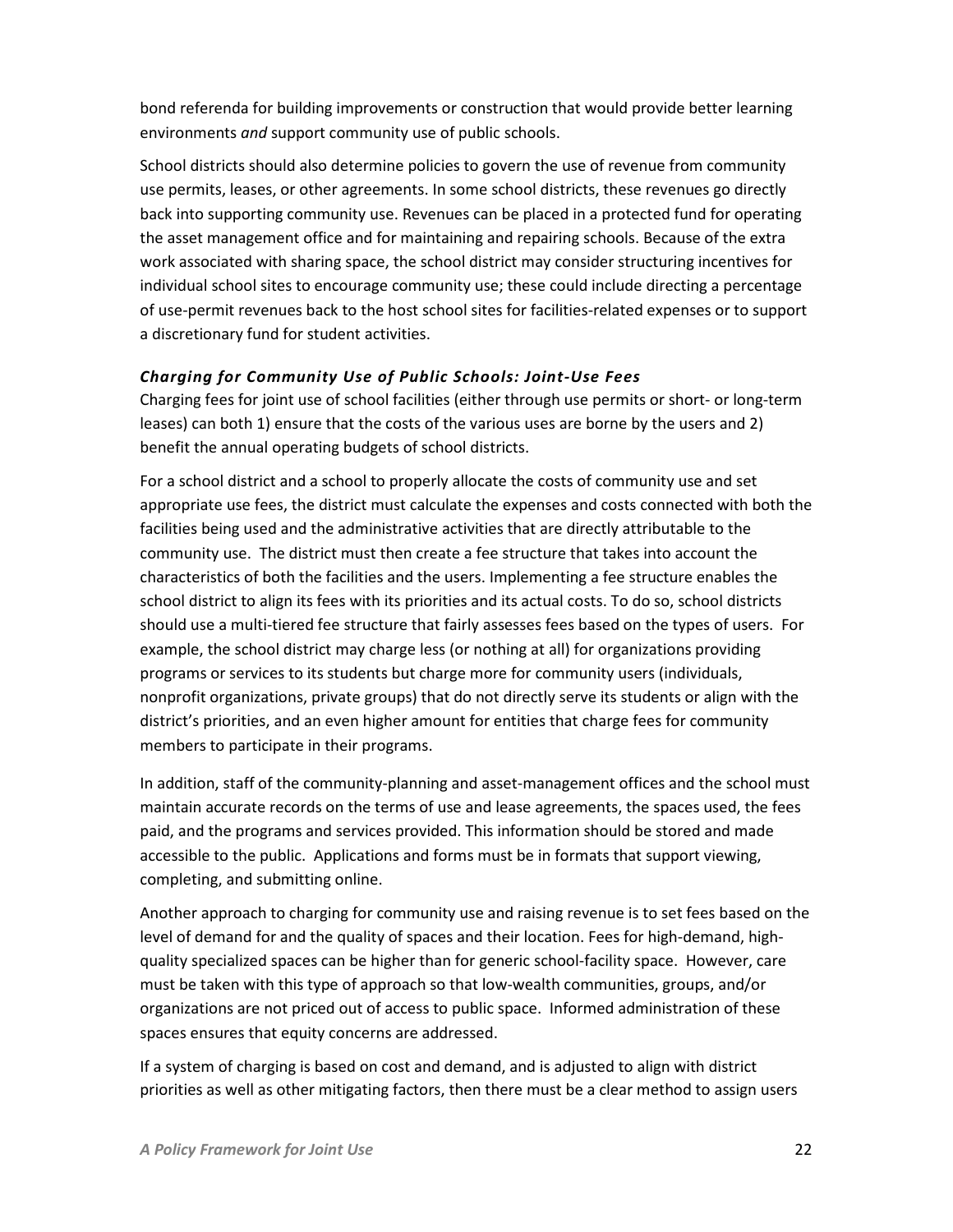bond referenda for building improvements or construction that would provide better learning environments *and* support community use of public schools.

School districts should also determine policies to govern the use of revenue from community use permits, leases, or other agreements. In some school districts, these revenues go directly back into supporting community use. Revenues can be placed in a protected fund for operating the asset management office and for maintaining and repairing schools. Because of the extra work associated with sharing space, the school district may consider structuring incentives for individual school sites to encourage community use; these could include directing a percentage of use-permit revenues back to the host school sites for facilities-related expenses or to support a discretionary fund for student activities.

### *Charging for Community Use of Public Schools: Joint-Use Fees*

Charging fees for joint use of school facilities (either through use permits or short- or long-term leases) can both 1) ensure that the costs of the various uses are borne by the users and 2) benefit the annual operating budgets of school districts.

For a school district and a school to properly allocate the costs of community use and set appropriate use fees, the district must calculate the expenses and costs connected with both the facilities being used and the administrative activities that are directly attributable to the community use. The district must then create a fee structure that takes into account the characteristics of both the facilities and the users. Implementing a fee structure enables the school district to align its fees with its priorities and its actual costs. To do so, school districts should use a multi-tiered fee structure that fairly assesses fees based on the types of users. For example, the school district may charge less (or nothing at all) for organizations providing programs or services to its students but charge more for community users (individuals, nonprofit organizations, private groups) that do not directly serve its students or align with the district's priorities, and an even higher amount for entities that charge fees for community members to participate in their programs.

In addition, staff of the community-planning and asset-management offices and the school must maintain accurate records on the terms of use and lease agreements, the spaces used, the fees paid, and the programs and services provided. This information should be stored and made accessible to the public. Applications and forms must be in formats that support viewing, completing, and submitting online.

Another approach to charging for community use and raising revenue is to set fees based on the level of demand for and the quality of spaces and their location. Fees for high-demand, high-quality specialized spaces can be higher than for generic school-facility space. However, care must be taken with this type of approach so that low-wealth communities, groups, and/or organizations are not priced out of access to public space. Informed administration of these spaces ensures that equity concerns are addressed.

If a system of charging is based on cost and demand, and is adjusted to align with district priorities as well as other mitigating factors, then there must be a clear method to assign users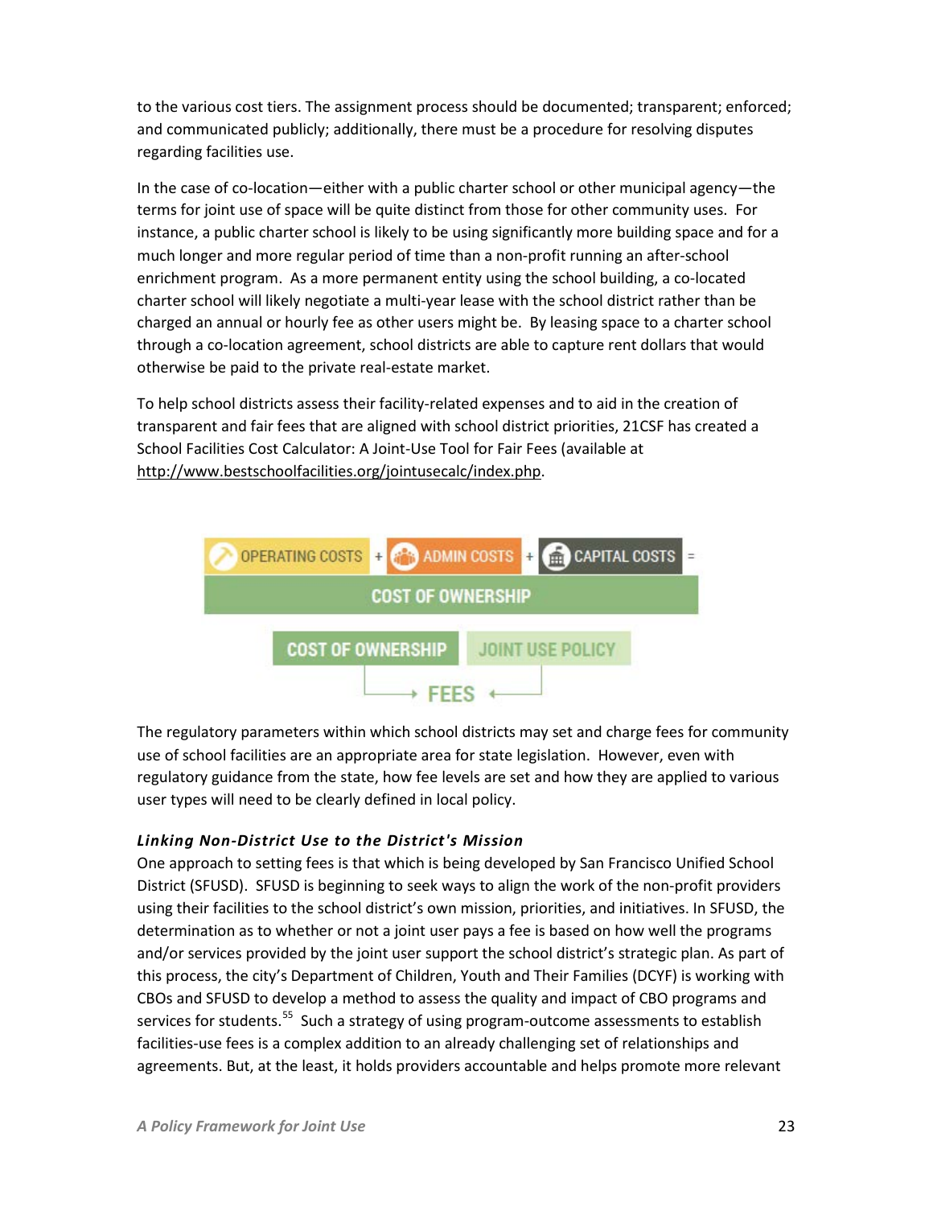to the various cost tiers. The assignment process should be documented; transparent; enforced; and communicated publicly; additionally, there must be a procedure for resolving disputes regarding facilities use.

In the case of co-location—either with a public charter school or other municipal agency—the terms for joint use of space will be quite distinct from those for other community uses. For instance, a public charter school is likely to be using significantly more building space and for a much longer and more regular period of time than a non-profit running an after-school enrichment program. As a more permanent entity using the school building, a co-located charter school will likely negotiate a multi-year lease with the school district rather than be charged an annual or hourly fee as other users might be. By leasing space to a charter school through a co-location agreement, school districts are able to capture rent dollars that would otherwise be paid to the private real-estate market.

To help school districts assess their facility-related expenses and to aid in the creation of transparent and fair fees that are aligned with school district priorities, 21CSF has created a School Facilities Cost Calculator: A Joint-Use Tool for Fair Fees (available at http://www.bestschoolfacilities.org/jointusecalc/index.php.

OPERATING COSTS + ADMIN COSTS + CAPITAL COSTS = COST OF OWNERSHIP

COST OF OWNERSHIP + JOINT USE POLICY → FEES

The regulatory parameters within which school districts may set and charge fees for community use of school facilities are an appropriate area for state legislation. However, even with regulatory guidance from the state, how fee levels are set and how they are applied to various user types will need to be clearly defined in local policy.

***Linking Non-District Use to the District's Mission***

One approach to setting fees is that which is being developed by San Francisco Unified School District (SFUSD). SFUSD is beginning to seek ways to align the work of the non-profit providers using their facilities to the school district's own mission, priorities, and initiatives. In SFUSD, the determination as to whether or not a joint user pays a fee is based on how well the programs and/or services provided by the joint user support the school district's strategic plan. As part of this process, the city's Department of Children, Youth and Their Families (DCYF) is working with CBOs and SFUSD to develop a method to assess the quality and impact of CBO programs and services for students.[55] Such a strategy of using program-outcome assessments to establish facilities-use fees is a complex addition to an already challenging set of relationships and agreements. But, at the least, it holds providers accountable and helps promote more relevant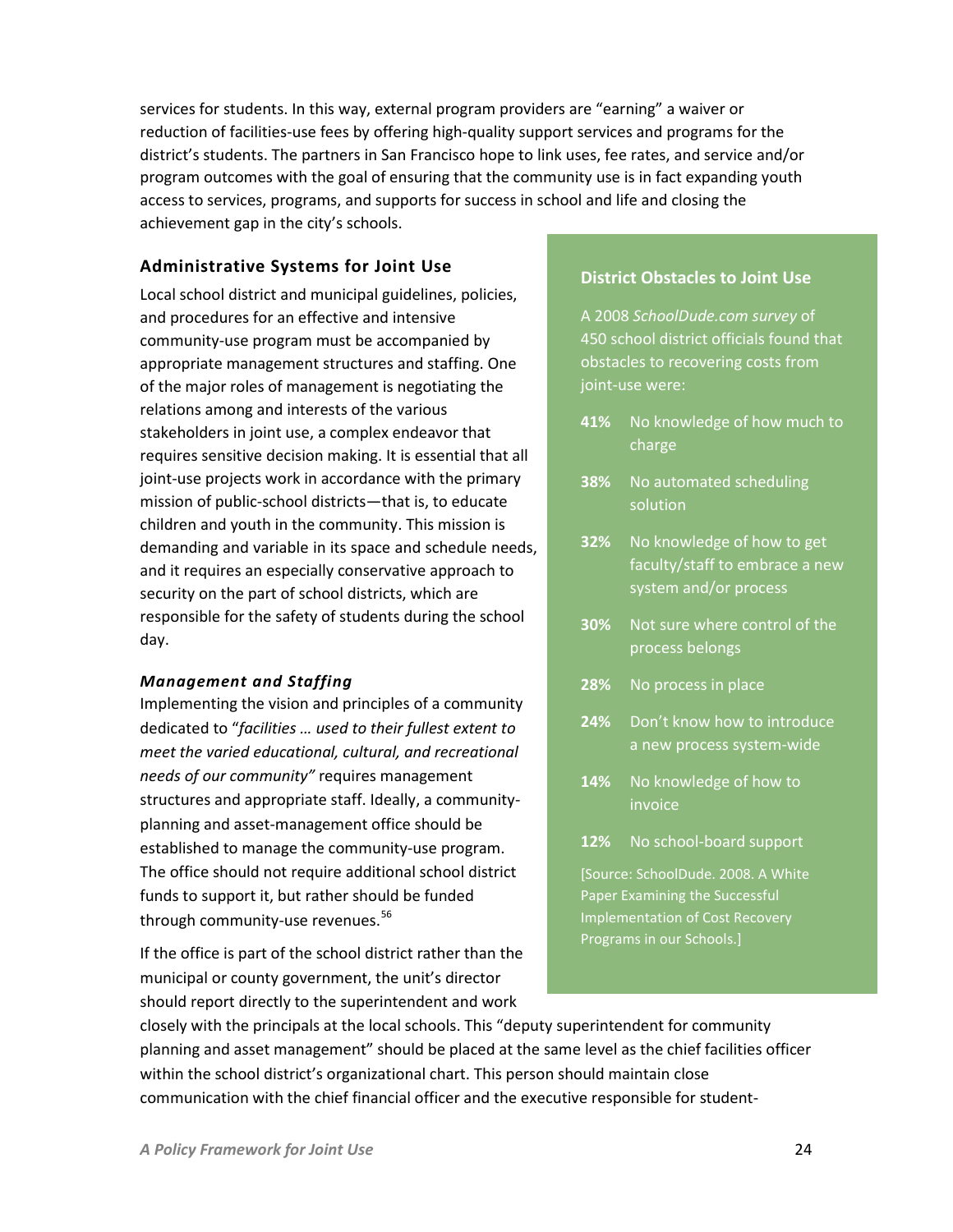services for students. In this way, external program providers are "earning" a waiver or reduction of facilities-use fees by offering high-quality support services and programs for the district's students. The partners in San Francisco hope to link uses, fee rates, and service and/or program outcomes with the goal of ensuring that the community use is in fact expanding youth access to services, programs, and supports for success in school and life and closing the achievement gap in the city's schools.

### Administrative Systems for Joint Use

Local school district and municipal guidelines, policies, and procedures for an effective and intensive community-use program must be accompanied by appropriate management structures and staffing. One of the major roles of management is negotiating the relations among and interests of the various stakeholders in joint use, a complex endeavor that requires sensitive decision making. It is essential that all joint-use projects work in accordance with the primary mission of public-school districts—that is, to educate children and youth in the community. This mission is demanding and variable in its space and schedule needs, and it requires an especially conservative approach to security on the part of school districts, which are responsible for the safety of students during the school day.

#### *Management and Staffing*

Implementing the vision and principles of a community dedicated to "*facilities … used to their fullest extent to meet the varied educational, cultural, and recreational needs of our community"* requires management structures and appropriate staff. Ideally, a community-planning and asset-management office should be established to manage the community-use program. The office should not require additional school district funds to support it, but rather should be funded through community-use revenues.[56]

If the office is part of the school district rather than the municipal or county government, the unit's director should report directly to the superintendent and work closely with the principals at the local schools. This "deputy superintendent for community planning and asset management" should be placed at the same level as the chief facilities officer within the school district's organizational chart. This person should maintain close communication with the chief financial officer and the executive responsible for student-

#### District Obstacles to Joint Use

A 2008 *SchoolDude.com survey* of 450 school district officials found that obstacles to recovering costs from joint-use were:

- **41%** No knowledge of how much to charge
- **38%** No automated scheduling solution
- **32%** No knowledge of how to get faculty/staff to embrace a new system and/or process
- **30%** Not sure where control of the process belongs
- **28%** No process in place
- **24%** Don't know how to introduce a new process system-wide
- **14%** No knowledge of how to invoice
- **12%** No school-board support

[Source: SchoolDude. 2008. A White Paper Examining the Successful Implementation of Cost Recovery Programs in our Schools.]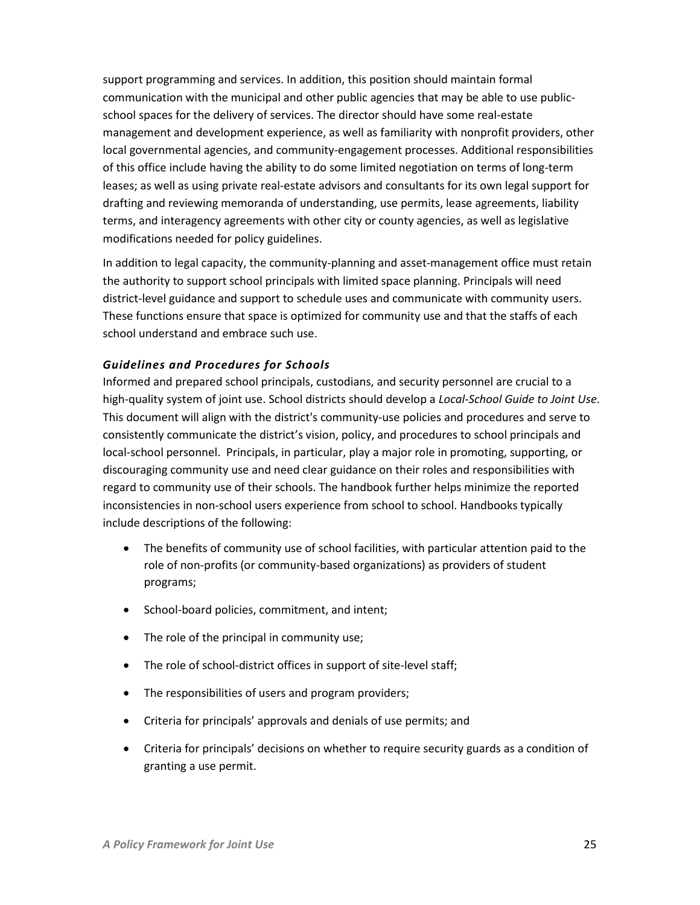support programming and services. In addition, this position should maintain formal communication with the municipal and other public agencies that may be able to use public-school spaces for the delivery of services. The director should have some real-estate management and development experience, as well as familiarity with nonprofit providers, other local governmental agencies, and community-engagement processes. Additional responsibilities of this office include having the ability to do some limited negotiation on terms of long-term leases; as well as using private real-estate advisors and consultants for its own legal support for drafting and reviewing memoranda of understanding, use permits, lease agreements, liability terms, and interagency agreements with other city or county agencies, as well as legislative modifications needed for policy guidelines.

In addition to legal capacity, the community-planning and asset-management office must retain the authority to support school principals with limited space planning. Principals will need district-level guidance and support to schedule uses and communicate with community users. These functions ensure that space is optimized for community use and that the staffs of each school understand and embrace such use.

### *Guidelines and Procedures for Schools*

Informed and prepared school principals, custodians, and security personnel are crucial to a high-quality system of joint use. School districts should develop a *Local-School Guide to Joint Use*. This document will align with the district's community-use policies and procedures and serve to consistently communicate the district's vision, policy, and procedures to school principals and local-school personnel. Principals, in particular, play a major role in promoting, supporting, or discouraging community use and need clear guidance on their roles and responsibilities with regard to community use of their schools. The handbook further helps minimize the reported inconsistencies in non-school users experience from school to school. Handbooks typically include descriptions of the following:

- The benefits of community use of school facilities, with particular attention paid to the role of non-profits (or community-based organizations) as providers of student programs;
- School-board policies, commitment, and intent;
- The role of the principal in community use;
- The role of school-district offices in support of site-level staff;
- The responsibilities of users and program providers;
- Criteria for principals' approvals and denials of use permits; and
- Criteria for principals' decisions on whether to require security guards as a condition of granting a use permit.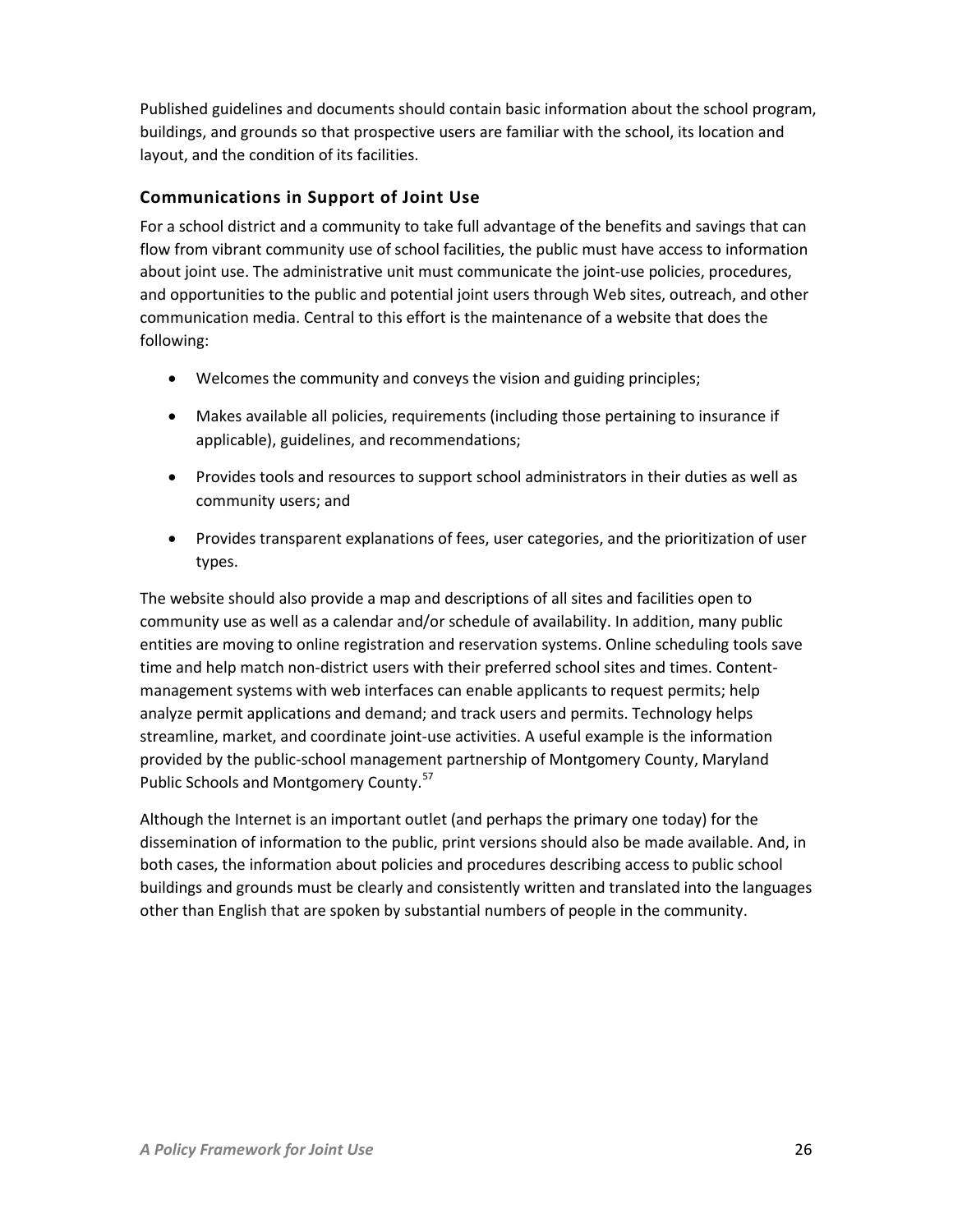Published guidelines and documents should contain basic information about the school program, buildings, and grounds so that prospective users are familiar with the school, its location and layout, and the condition of its facilities.

### Communications in Support of Joint Use

For a school district and a community to take full advantage of the benefits and savings that can flow from vibrant community use of school facilities, the public must have access to information about joint use. The administrative unit must communicate the joint-use policies, procedures, and opportunities to the public and potential joint users through Web sites, outreach, and other communication media. Central to this effort is the maintenance of a website that does the following:

- Welcomes the community and conveys the vision and guiding principles;
- Makes available all policies, requirements (including those pertaining to insurance if applicable), guidelines, and recommendations;
- Provides tools and resources to support school administrators in their duties as well as community users; and
- Provides transparent explanations of fees, user categories, and the prioritization of user types.

The website should also provide a map and descriptions of all sites and facilities open to community use as well as a calendar and/or schedule of availability. In addition, many public entities are moving to online registration and reservation systems. Online scheduling tools save time and help match non-district users with their preferred school sites and times. Content-management systems with web interfaces can enable applicants to request permits; help analyze permit applications and demand; and track users and permits. Technology helps streamline, market, and coordinate joint-use activities. A useful example is the information provided by the public-school management partnership of Montgomery County, Maryland Public Schools and Montgomery County.[57]

Although the Internet is an important outlet (and perhaps the primary one today) for the dissemination of information to the public, print versions should also be made available. And, in both cases, the information about policies and procedures describing access to public school buildings and grounds must be clearly and consistently written and translated into the languages other than English that are spoken by substantial numbers of people in the community.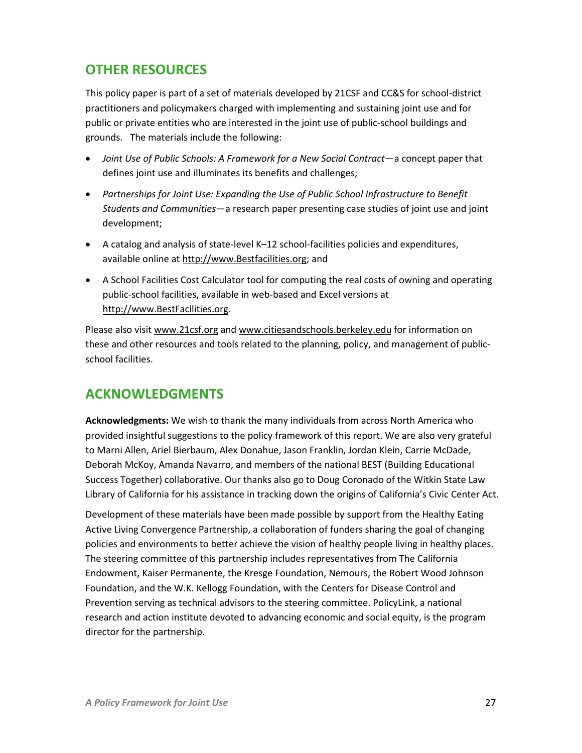## OTHER RESOURCES

This policy paper is part of a set of materials developed by 21CSF and CC&S for school-district practitioners and policymakers charged with implementing and sustaining joint use and for public or private entities who are interested in the joint use of public-school buildings and grounds. The materials include the following:

- *Joint Use of Public Schools: A Framework for a New Social Contract*—a concept paper that defines joint use and illuminates its benefits and challenges;
- *Partnerships for Joint Use: Expanding the Use of Public School Infrastructure to Benefit Students and Communities*—a research paper presenting case studies of joint use and joint development;
- A catalog and analysis of state-level K–12 school-facilities policies and expenditures, available online at http://www.Bestfacilities.org; and
- A School Facilities Cost Calculator tool for computing the real costs of owning and operating public-school facilities, available in web-based and Excel versions at http://www.BestFacilities.org.

Please also visit www.21csf.org and www.citiesandschools.berkeley.edu for information on these and other resources and tools related to the planning, policy, and management of public-school facilities.

## ACKNOWLEDGMENTS

**Acknowledgments:** We wish to thank the many individuals from across North America who provided insightful suggestions to the policy framework of this report. We are also very grateful to Marni Allen, Ariel Bierbaum, Alex Donahue, Jason Franklin, Jordan Klein, Carrie McDade, Deborah McKoy, Amanda Navarro, and members of the national BEST (Building Educational Success Together) collaborative. Our thanks also go to Doug Coronado of the Witkin State Law Library of California for his assistance in tracking down the origins of California's Civic Center Act.

Development of these materials have been made possible by support from the Healthy Eating Active Living Convergence Partnership, a collaboration of funders sharing the goal of changing policies and environments to better achieve the vision of healthy people living in healthy places. The steering committee of this partnership includes representatives from The California Endowment, Kaiser Permanente, the Kresge Foundation, Nemours, the Robert Wood Johnson Foundation, and the W.K. Kellogg Foundation, with the Centers for Disease Control and Prevention serving as technical advisors to the steering committee. PolicyLink, a national research and action institute devoted to advancing economic and social equity, is the program director for the partnership.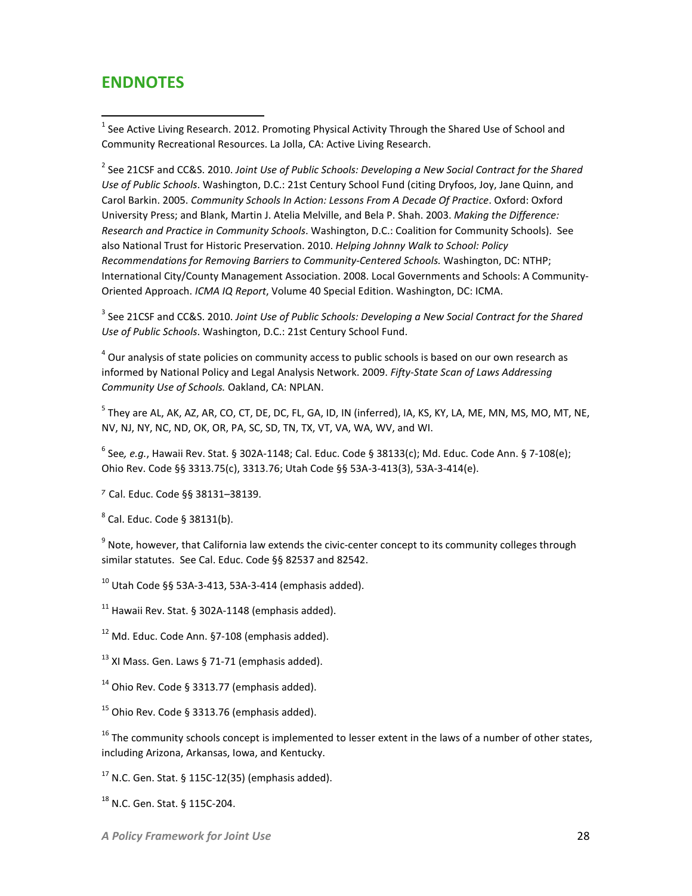## ENDNOTES

[1] See Active Living Research. 2012. Promoting Physical Activity Through the Shared Use of School and Community Recreational Resources. La Jolla, CA: Active Living Research.

[2] See 21CSF and CC&S. 2010. *Joint Use of Public Schools: Developing a New Social Contract for the Shared Use of Public Schools*. Washington, D.C.: 21st Century School Fund (citing Dryfoos, Joy, Jane Quinn, and Carol Barkin. 2005. *Community Schools In Action: Lessons From A Decade Of Practice*. Oxford: Oxford University Press; and Blank, Martin J. Atelia Melville, and Bela P. Shah. 2003. *Making the Difference: Research and Practice in Community Schools*. Washington, D.C.: Coalition for Community Schools). See also National Trust for Historic Preservation. 2010. *Helping Johnny Walk to School: Policy Recommendations for Removing Barriers to Community-Centered Schools.* Washington, DC: NTHP; International City/County Management Association. 2008. Local Governments and Schools: A Community-Oriented Approach. *ICMA IQ Report*, Volume 40 Special Edition. Washington, DC: ICMA.

[3] See 21CSF and CC&S. 2010. *Joint Use of Public Schools: Developing a New Social Contract for the Shared Use of Public Schools*. Washington, D.C.: 21st Century School Fund.

[4] Our analysis of state policies on community access to public schools is based on our own research as informed by National Policy and Legal Analysis Network. 2009. *Fifty-State Scan of Laws Addressing Community Use of Schools.* Oakland, CA: NPLAN.

[5] They are AL, AK, AZ, AR, CO, CT, DE, DC, FL, GA, ID, IN (inferred), IA, KS, KY, LA, ME, MN, MS, MO, MT, NE, NV, NJ, NY, NC, ND, OK, OR, PA, SC, SD, TN, TX, VT, VA, WA, WV, and WI.

[6] See*, e.g.*, Hawaii Rev. Stat. § 302A-1148; Cal. Educ. Code § 38133(c); Md. Educ. Code Ann. § 7-108(e); Ohio Rev. Code §§ 3313.75(c), 3313.76; Utah Code §§ 53A-3-413(3), 53A-3-414(e).

[7] Cal. Educ. Code §§ 38131–38139.

[8] Cal. Educ. Code § 38131(b).

[9] Note, however, that California law extends the civic-center concept to its community colleges through similar statutes. See Cal. Educ. Code §§ 82537 and 82542.

[10] Utah Code §§ 53A-3-413, 53A-3-414 (emphasis added).

[11] Hawaii Rev. Stat. § 302A-1148 (emphasis added).

[12] Md. Educ. Code Ann. §7-108 (emphasis added).

[13] XI Mass. Gen. Laws § 71-71 (emphasis added).

[14] Ohio Rev. Code § 3313.77 (emphasis added).

[15] Ohio Rev. Code § 3313.76 (emphasis added).

[16] The community schools concept is implemented to lesser extent in the laws of a number of other states, including Arizona, Arkansas, Iowa, and Kentucky.

[17] N.C. Gen. Stat. § 115C-12(35) (emphasis added).

[18] N.C. Gen. Stat. § 115C-204.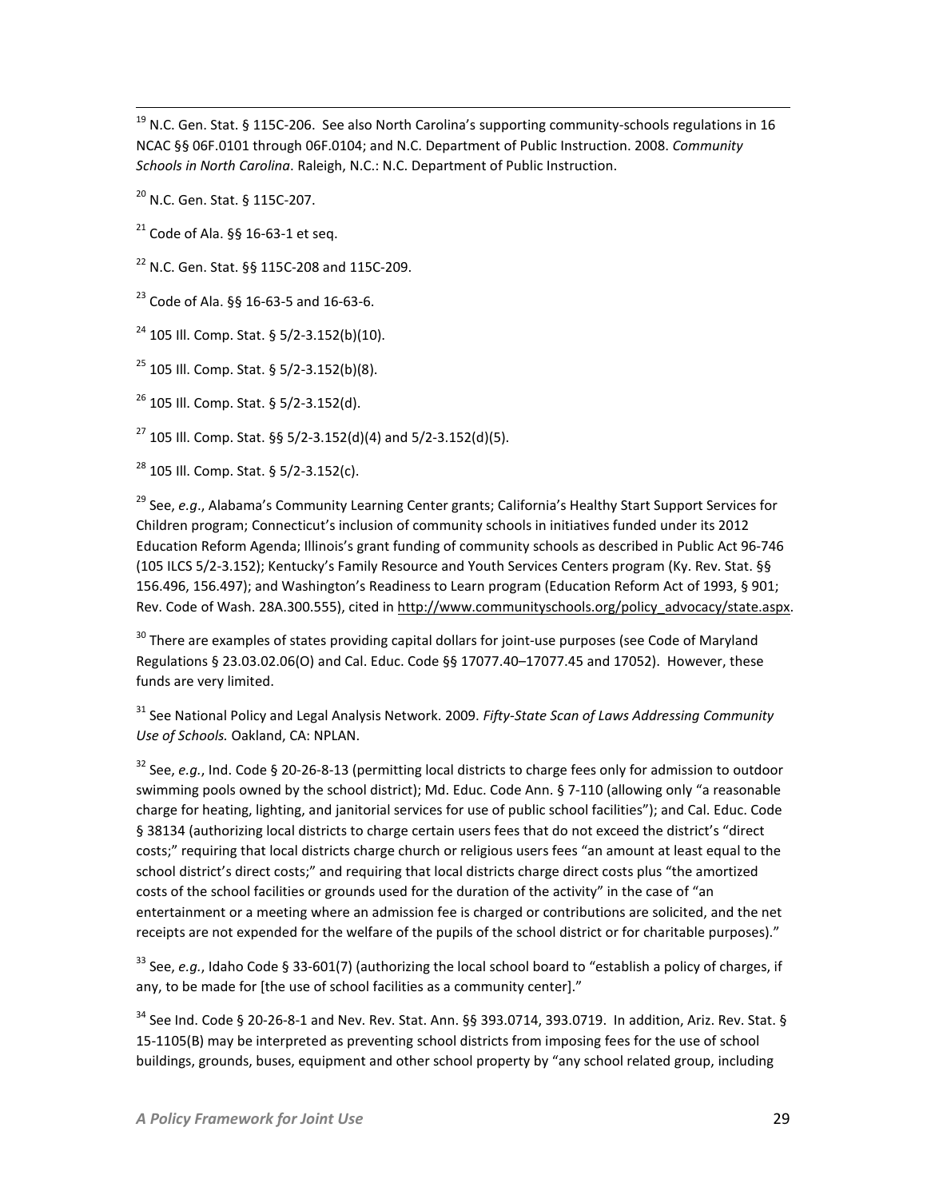[19] N.C. Gen. Stat. § 115C-206. See also North Carolina's supporting community-schools regulations in 16 NCAC §§ 06F.0101 through 06F.0104; and N.C. Department of Public Instruction. 2008. *Community Schools in North Carolina*. Raleigh, N.C.: N.C. Department of Public Instruction.

[20] N.C. Gen. Stat. § 115C-207.

[21] Code of Ala. §§ 16-63-1 et seq.

[22] N.C. Gen. Stat. §§ 115C-208 and 115C-209.

[23] Code of Ala. §§ 16-63-5 and 16-63-6.

[24] 105 Ill. Comp. Stat. § 5/2-3.152(b)(10).

[25] 105 Ill. Comp. Stat. § 5/2-3.152(b)(8).

[26] 105 Ill. Comp. Stat. § 5/2-3.152(d).

[27] 105 Ill. Comp. Stat. §§ 5/2-3.152(d)(4) and 5/2-3.152(d)(5).

[28] 105 Ill. Comp. Stat. § 5/2-3.152(c).

[29] See, *e.g*., Alabama's Community Learning Center grants; California's Healthy Start Support Services for Children program; Connecticut's inclusion of community schools in initiatives funded under its 2012 Education Reform Agenda; Illinois's grant funding of community schools as described in Public Act 96-746 (105 ILCS 5/2-3.152); Kentucky's Family Resource and Youth Services Centers program (Ky. Rev. Stat. §§ 156.496, 156.497); and Washington's Readiness to Learn program (Education Reform Act of 1993, § 901; Rev. Code of Wash. 28A.300.555), cited in http://www.communityschools.org/policy_advocacy/state.aspx.

[30] There are examples of states providing capital dollars for joint-use purposes (see Code of Maryland Regulations § 23.03.02.06(O) and Cal. Educ. Code §§ 17077.40–17077.45 and 17052). However, these funds are very limited.

[31] See National Policy and Legal Analysis Network. 2009. *Fifty-State Scan of Laws Addressing Community Use of Schools.* Oakland, CA: NPLAN.

[32] See, *e.g.*, Ind. Code § 20-26-8-13 (permitting local districts to charge fees only for admission to outdoor swimming pools owned by the school district); Md. Educ. Code Ann. § 7-110 (allowing only "a reasonable charge for heating, lighting, and janitorial services for use of public school facilities"); and Cal. Educ. Code § 38134 (authorizing local districts to charge certain users fees that do not exceed the district's "direct costs;" requiring that local districts charge church or religious users fees "an amount at least equal to the school district's direct costs;" and requiring that local districts charge direct costs plus "the amortized costs of the school facilities or grounds used for the duration of the activity" in the case of "an entertainment or a meeting where an admission fee is charged or contributions are solicited, and the net receipts are not expended for the welfare of the pupils of the school district or for charitable purposes)."

[33] See, *e.g.*, Idaho Code § 33-601(7) (authorizing the local school board to "establish a policy of charges, if any, to be made for [the use of school facilities as a community center]."

[34] See Ind. Code § 20-26-8-1 and Nev. Rev. Stat. Ann. §§ 393.0714, 393.0719. In addition, Ariz. Rev. Stat. § 15-1105(B) may be interpreted as preventing school districts from imposing fees for the use of school buildings, grounds, buses, equipment and other school property by "any school related group, including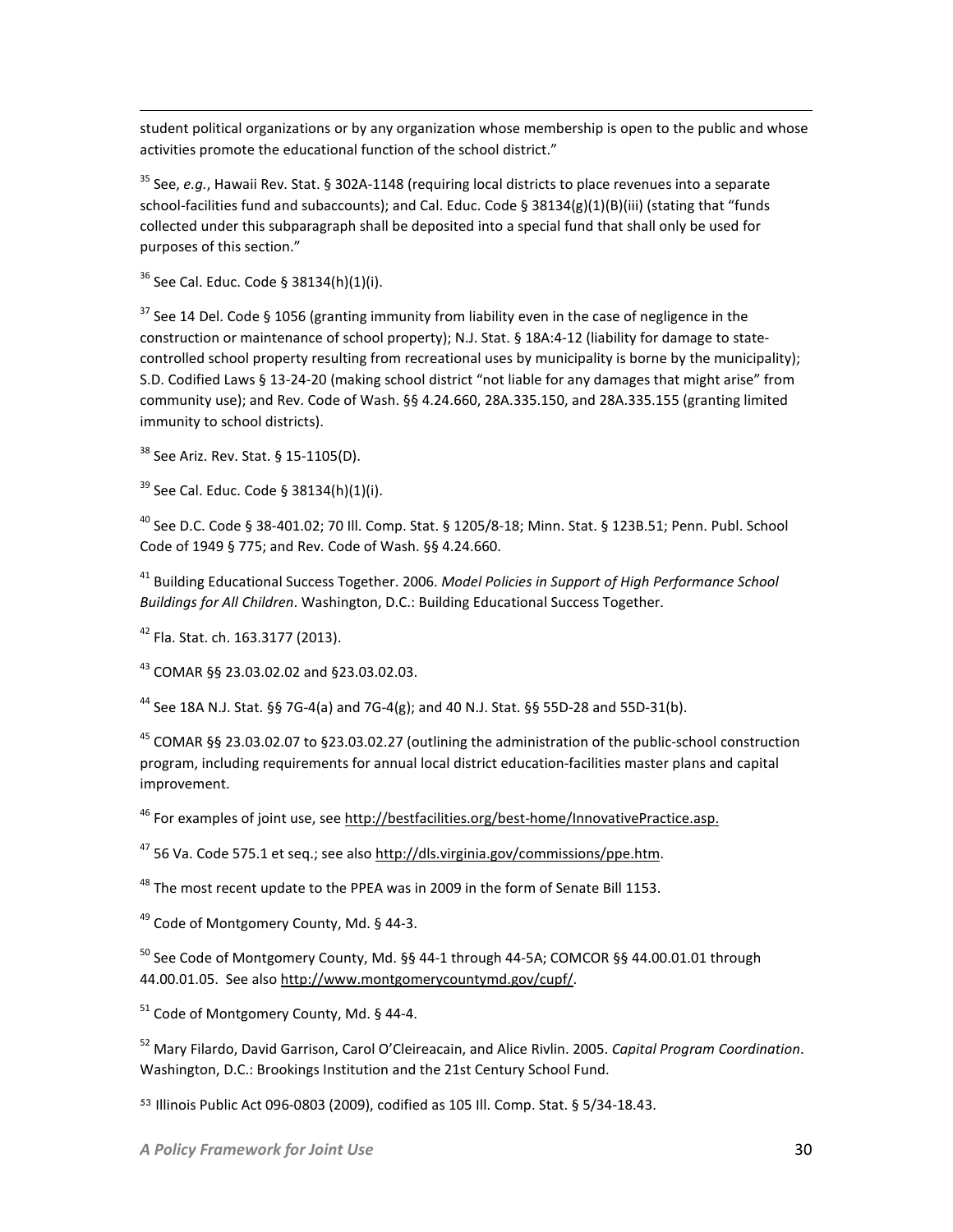student political organizations or by any organization whose membership is open to the public and whose activities promote the educational function of the school district."

[35] See, *e.g.*, Hawaii Rev. Stat. § 302A-1148 (requiring local districts to place revenues into a separate school-facilities fund and subaccounts); and Cal. Educ. Code § 38134(g)(1)(B)(iii) (stating that "funds collected under this subparagraph shall be deposited into a special fund that shall only be used for purposes of this section."

[36] See Cal. Educ. Code § 38134(h)(1)(i).

[37] See 14 Del. Code § 1056 (granting immunity from liability even in the case of negligence in the construction or maintenance of school property); N.J. Stat. § 18A:4-12 (liability for damage to state-controlled school property resulting from recreational uses by municipality is borne by the municipality); S.D. Codified Laws § 13-24-20 (making school district "not liable for any damages that might arise" from community use); and Rev. Code of Wash. §§ 4.24.660, 28A.335.150, and 28A.335.155 (granting limited immunity to school districts).

[38] See Ariz. Rev. Stat. § 15-1105(D).

[39] See Cal. Educ. Code § 38134(h)(1)(i).

[40] See D.C. Code § 38-401.02; 70 Ill. Comp. Stat. § 1205/8-18; Minn. Stat. § 123B.51; Penn. Publ. School Code of 1949 § 775; and Rev. Code of Wash. §§ 4.24.660.

[41] Building Educational Success Together. 2006. *Model Policies in Support of High Performance School Buildings for All Children*. Washington, D.C.: Building Educational Success Together.

[42] Fla. Stat. ch. 163.3177 (2013).

[43] COMAR §§ 23.03.02.02 and §23.03.02.03.

[44] See 18A N.J. Stat. §§ 7G-4(a) and 7G-4(g); and 40 N.J. Stat. §§ 55D-28 and 55D-31(b).

[45] COMAR §§ 23.03.02.07 to §23.03.02.27 (outlining the administration of the public-school construction program, including requirements for annual local district education-facilities master plans and capital improvement.

[46] For examples of joint use, see http://bestfacilities.org/best-home/InnovativePractice.asp.

[47] 56 Va. Code 575.1 et seq.; see also http://dls.virginia.gov/commissions/ppe.htm.

[48] The most recent update to the PPEA was in 2009 in the form of Senate Bill 1153.

[49] Code of Montgomery County, Md. § 44-3.

[50] See Code of Montgomery County, Md. §§ 44-1 through 44-5A; COMCOR §§ 44.00.01.01 through 44.00.01.05. See also http://www.montgomerycountymd.gov/cupf/.

[51] Code of Montgomery County, Md. § 44-4.

[52] Mary Filardo, David Garrison, Carol O'Cleireacain, and Alice Rivlin. 2005. *Capital Program Coordination*. Washington, D.C.: Brookings Institution and the 21st Century School Fund.

[53] Illinois Public Act 096-0803 (2009), codified as 105 Ill. Comp. Stat. § 5/34-18.43.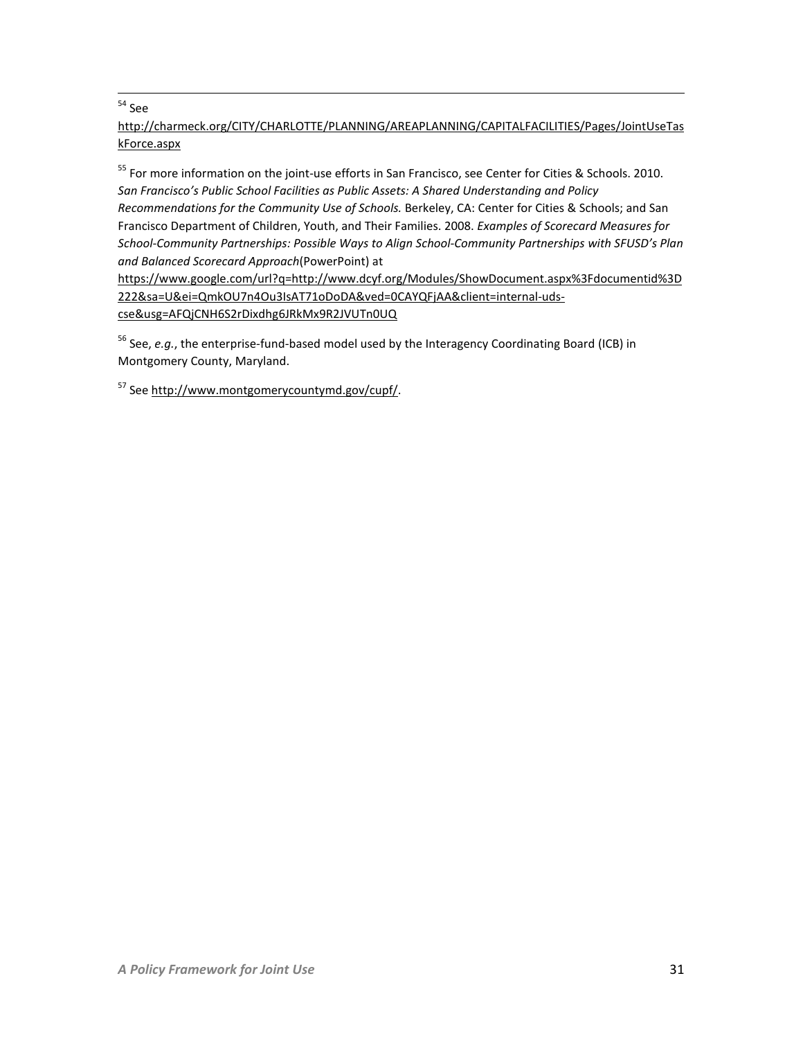[54] See http://charmeck.org/CITY/CHARLOTTE/PLANNING/AREAPLANNING/CAPITALFACILITIES/Pages/JointUseTaskForce.aspx

[55] For more information on the joint-use efforts in San Francisco, see Center for Cities & Schools. 2010. *San Francisco's Public School Facilities as Public Assets: A Shared Understanding and Policy Recommendations for the Community Use of Schools.* Berkeley, CA: Center for Cities & Schools; and San Francisco Department of Children, Youth, and Their Families. 2008. *Examples of Scorecard Measures for School-Community Partnerships: Possible Ways to Align School-Community Partnerships with SFUSD's Plan and Balanced Scorecard Approach*(PowerPoint) at https://www.google.com/url?q=http://www.dcyf.org/Modules/ShowDocument.aspx%3Fdocumentid%3D222&sa=U&ei=QmkOU7n4Ou3IsAT71oDoDA&ved=0CAYQFjAA&client=internal-uds-cse&usg=AFQjCNH6S2rDixdhg6JRkMx9R2JVUTn0UQ

[56] See, *e.g.*, the enterprise-fund-based model used by the Interagency Coordinating Board (ICB) in Montgomery County, Maryland.

[57] See http://www.montgomerycountymd.gov/cupf/.